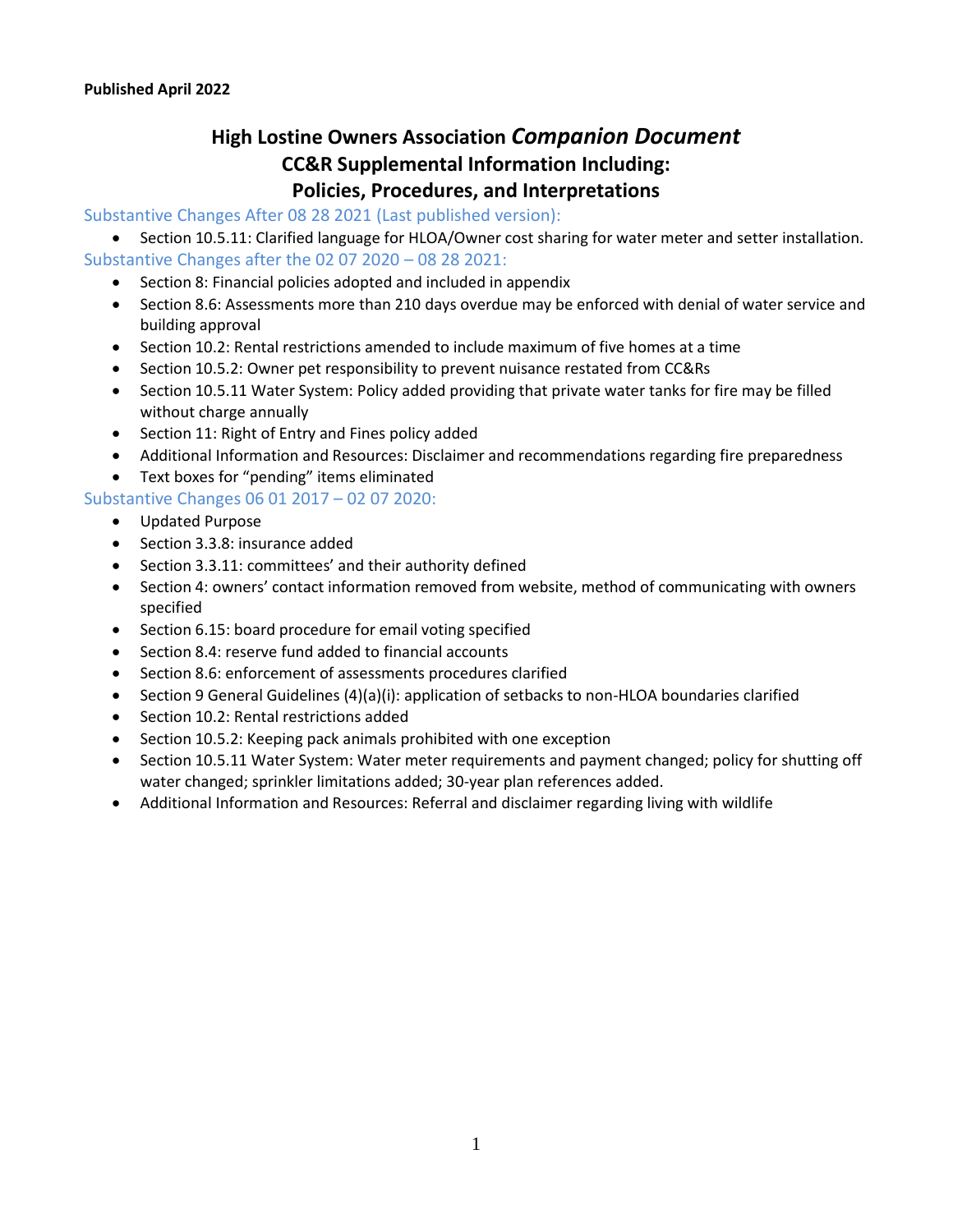**Published April 2022**

# High Lostine Owners Association *Companion Document*
# CC&R Supplemental Information Including:
# Policies, Procedures, and Interpretations

### Substantive Changes After 08 28 2021 (Last published version):

- Section 10.5.11: Clarified language for HLOA/Owner cost sharing for water meter and setter installation.

### Substantive Changes after the 02 07 2020 – 08 28 2021:

- Section 8: Financial policies adopted and included in appendix
- Section 8.6: Assessments more than 210 days overdue may be enforced with denial of water service and building approval
- Section 10.2: Rental restrictions amended to include maximum of five homes at a time
- Section 10.5.2: Owner pet responsibility to prevent nuisance restated from CC&Rs
- Section 10.5.11 Water System: Policy added providing that private water tanks for fire may be filled without charge annually
- Section 11: Right of Entry and Fines policy added
- Additional Information and Resources: Disclaimer and recommendations regarding fire preparedness
- Text boxes for "pending" items eliminated

### Substantive Changes 06 01 2017 – 02 07 2020:

- Updated Purpose
- Section 3.3.8: insurance added
- Section 3.3.11: committees' and their authority defined
- Section 4: owners' contact information removed from website, method of communicating with owners specified
- Section 6.15: board procedure for email voting specified
- Section 8.4: reserve fund added to financial accounts
- Section 8.6: enforcement of assessments procedures clarified
- Section 9 General Guidelines (4)(a)(i): application of setbacks to non-HLOA boundaries clarified
- Section 10.2: Rental restrictions added
- Section 10.5.2: Keeping pack animals prohibited with one exception
- Section 10.5.11 Water System: Water meter requirements and payment changed; policy for shutting off water changed; sprinkler limitations added; 30-year plan references added.
- Additional Information and Resources: Referral and disclaimer regarding living with wildlife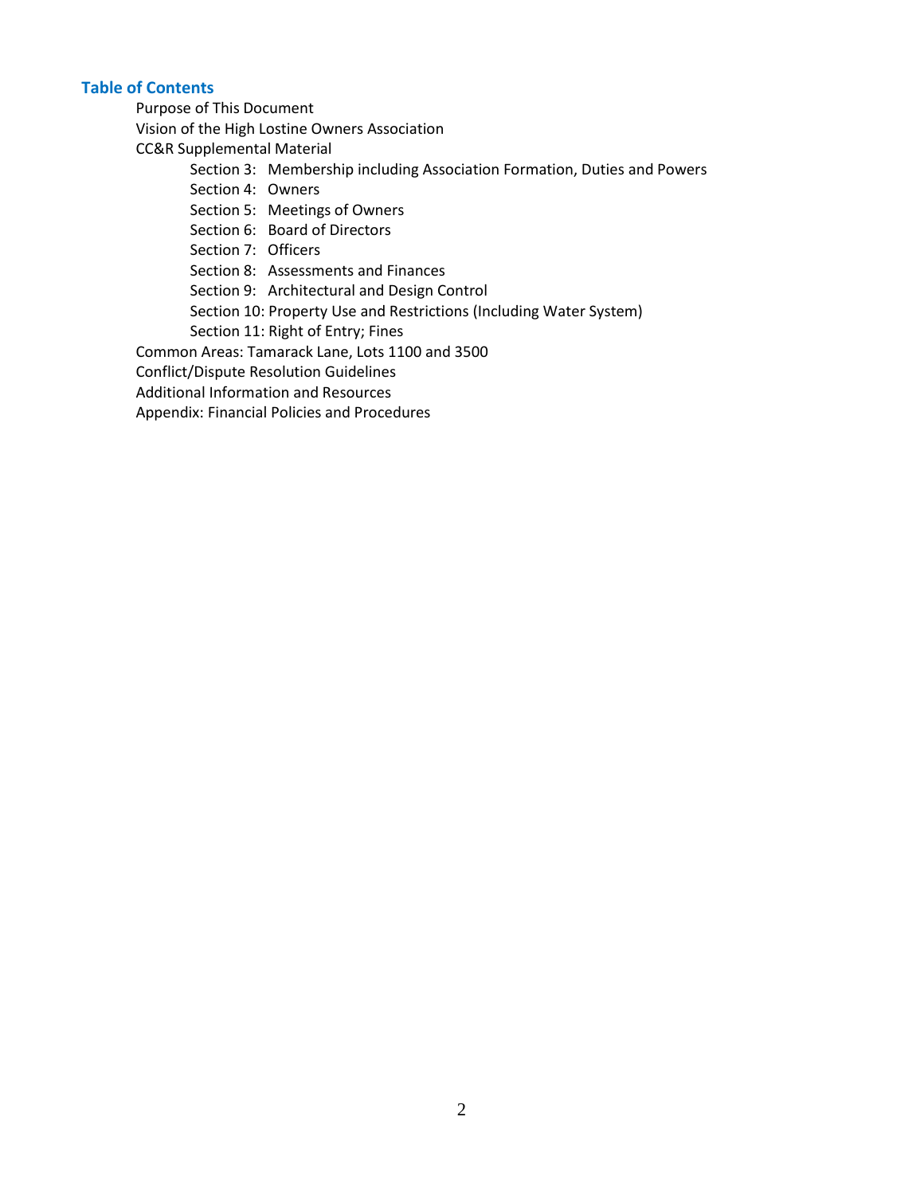## Table of Contents

- Purpose of This Document
- Vision of the High Lostine Owners Association
- CC&R Supplemental Material
  - Section 3: Membership including Association Formation, Duties and Powers
  - Section 4: Owners
  - Section 5: Meetings of Owners
  - Section 6: Board of Directors
  - Section 7: Officers
  - Section 8: Assessments and Finances
  - Section 9: Architectural and Design Control
  - Section 10: Property Use and Restrictions (Including Water System)
  - Section 11: Right of Entry; Fines
- Common Areas: Tamarack Lane, Lots 1100 and 3500
- Conflict/Dispute Resolution Guidelines
- Additional Information and Resources
- Appendix: Financial Policies and Procedures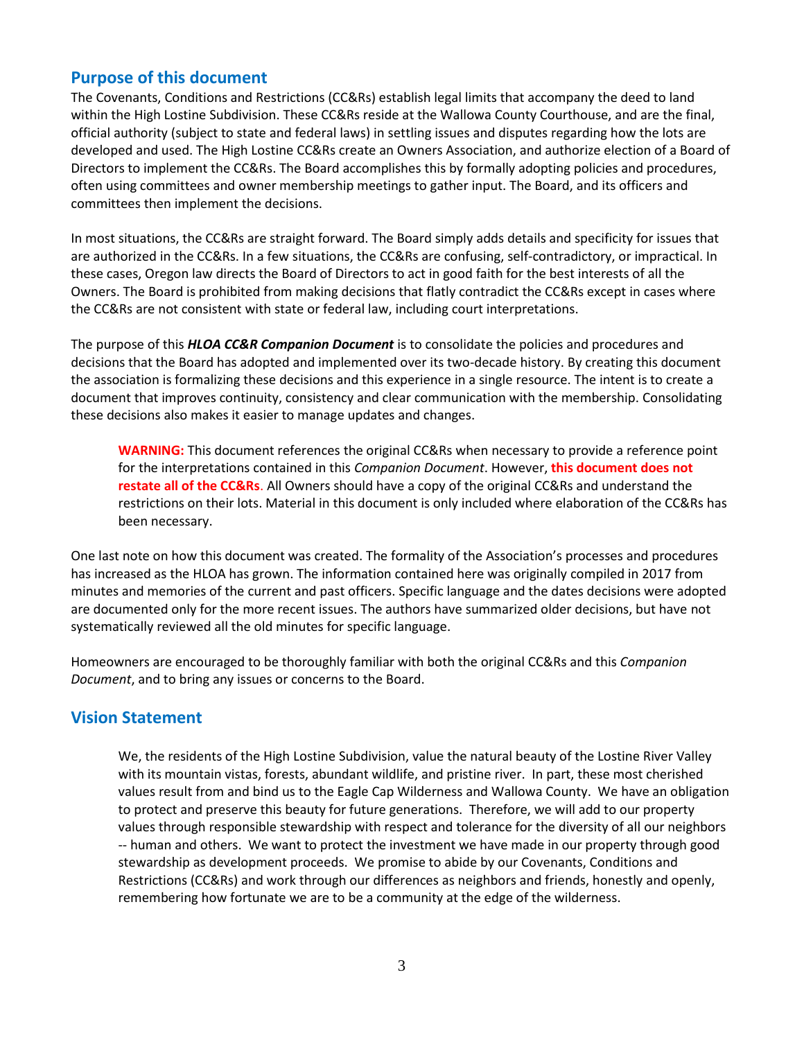## Purpose of this document

The Covenants, Conditions and Restrictions (CC&Rs) establish legal limits that accompany the deed to land within the High Lostine Subdivision. These CC&Rs reside at the Wallowa County Courthouse, and are the final, official authority (subject to state and federal laws) in settling issues and disputes regarding how the lots are developed and used. The High Lostine CC&Rs create an Owners Association, and authorize election of a Board of Directors to implement the CC&Rs. The Board accomplishes this by formally adopting policies and procedures, often using committees and owner membership meetings to gather input. The Board, and its officers and committees then implement the decisions.

In most situations, the CC&Rs are straight forward. The Board simply adds details and specificity for issues that are authorized in the CC&Rs. In a few situations, the CC&Rs are confusing, self-contradictory, or impractical. In these cases, Oregon law directs the Board of Directors to act in good faith for the best interests of all the Owners. The Board is prohibited from making decisions that flatly contradict the CC&Rs except in cases where the CC&Rs are not consistent with state or federal law, including court interpretations.

The purpose of this ***HLOA CC&R Companion Document*** is to consolidate the policies and procedures and decisions that the Board has adopted and implemented over its two-decade history. By creating this document the association is formalizing these decisions and this experience in a single resource. The intent is to create a document that improves continuity, consistency and clear communication with the membership. Consolidating these decisions also makes it easier to manage updates and changes.

> **WARNING:** This document references the original CC&Rs when necessary to provide a reference point for the interpretations contained in this *Companion Document*. However, **this document does not restate all of the CC&Rs**. All Owners should have a copy of the original CC&Rs and understand the restrictions on their lots. Material in this document is only included where elaboration of the CC&Rs has been necessary.

One last note on how this document was created. The formality of the Association's processes and procedures has increased as the HLOA has grown. The information contained here was originally compiled in 2017 from minutes and memories of the current and past officers. Specific language and the dates decisions were adopted are documented only for the more recent issues. The authors have summarized older decisions, but have not systematically reviewed all the old minutes for specific language.

Homeowners are encouraged to be thoroughly familiar with both the original CC&Rs and this *Companion Document*, and to bring any issues or concerns to the Board.

## Vision Statement

> We, the residents of the High Lostine Subdivision, value the natural beauty of the Lostine River Valley with its mountain vistas, forests, abundant wildlife, and pristine river. In part, these most cherished values result from and bind us to the Eagle Cap Wilderness and Wallowa County. We have an obligation to protect and preserve this beauty for future generations. Therefore, we will add to our property values through responsible stewardship with respect and tolerance for the diversity of all our neighbors -- human and others. We want to protect the investment we have made in our property through good stewardship as development proceeds. We promise to abide by our Covenants, Conditions and Restrictions (CC&Rs) and work through our differences as neighbors and friends, honestly and openly, remembering how fortunate we are to be a community at the edge of the wilderness.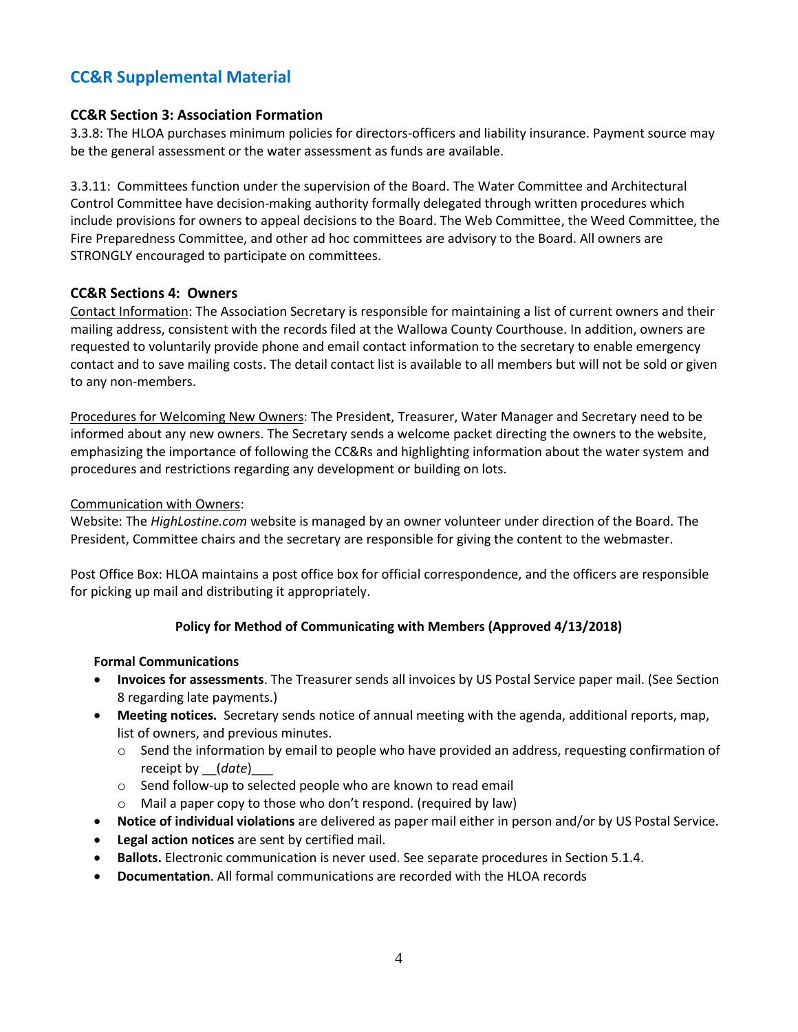## CC&R Supplemental Material

### CC&R Section 3: Association Formation

3.3.8: The HLOA purchases minimum policies for directors-officers and liability insurance. Payment source may be the general assessment or the water assessment as funds are available.

3.3.11: Committees function under the supervision of the Board. The Water Committee and Architectural Control Committee have decision-making authority formally delegated through written procedures which include provisions for owners to appeal decisions to the Board. The Web Committee, the Weed Committee, the Fire Preparedness Committee, and other ad hoc committees are advisory to the Board. All owners are STRONGLY encouraged to participate on committees.

### CC&R Sections 4: Owners

Contact Information: The Association Secretary is responsible for maintaining a list of current owners and their mailing address, consistent with the records filed at the Wallowa County Courthouse. In addition, owners are requested to voluntarily provide phone and email contact information to the secretary to enable emergency contact and to save mailing costs. The detail contact list is available to all members but will not be sold or given to any non-members.

Procedures for Welcoming New Owners: The President, Treasurer, Water Manager and Secretary need to be informed about any new owners. The Secretary sends a welcome packet directing the owners to the website, emphasizing the importance of following the CC&Rs and highlighting information about the water system and procedures and restrictions regarding any development or building on lots.

Communication with Owners:

Website: The *HighLostine.com* website is managed by an owner volunteer under direction of the Board. The President, Committee chairs and the secretary are responsible for giving the content to the webmaster.

Post Office Box: HLOA maintains a post office box for official correspondence, and the officers are responsible for picking up mail and distributing it appropriately.

**Policy for Method of Communicating with Members (Approved 4/13/2018)**

**Formal Communications**

- **Invoices for assessments**. The Treasurer sends all invoices by US Postal Service paper mail. (See Section 8 regarding late payments.)
- **Meeting notices.** Secretary sends notice of annual meeting with the agenda, additional reports, map, list of owners, and previous minutes.
  - Send the information by email to people who have provided an address, requesting confirmation of receipt by __(*date*)___
  - Send follow-up to selected people who are known to read email
  - Mail a paper copy to those who don't respond. (required by law)
- **Notice of individual violations** are delivered as paper mail either in person and/or by US Postal Service.
- **Legal action notices** are sent by certified mail.
- **Ballots.** Electronic communication is never used. See separate procedures in Section 5.1.4.
- **Documentation**. All formal communications are recorded with the HLOA records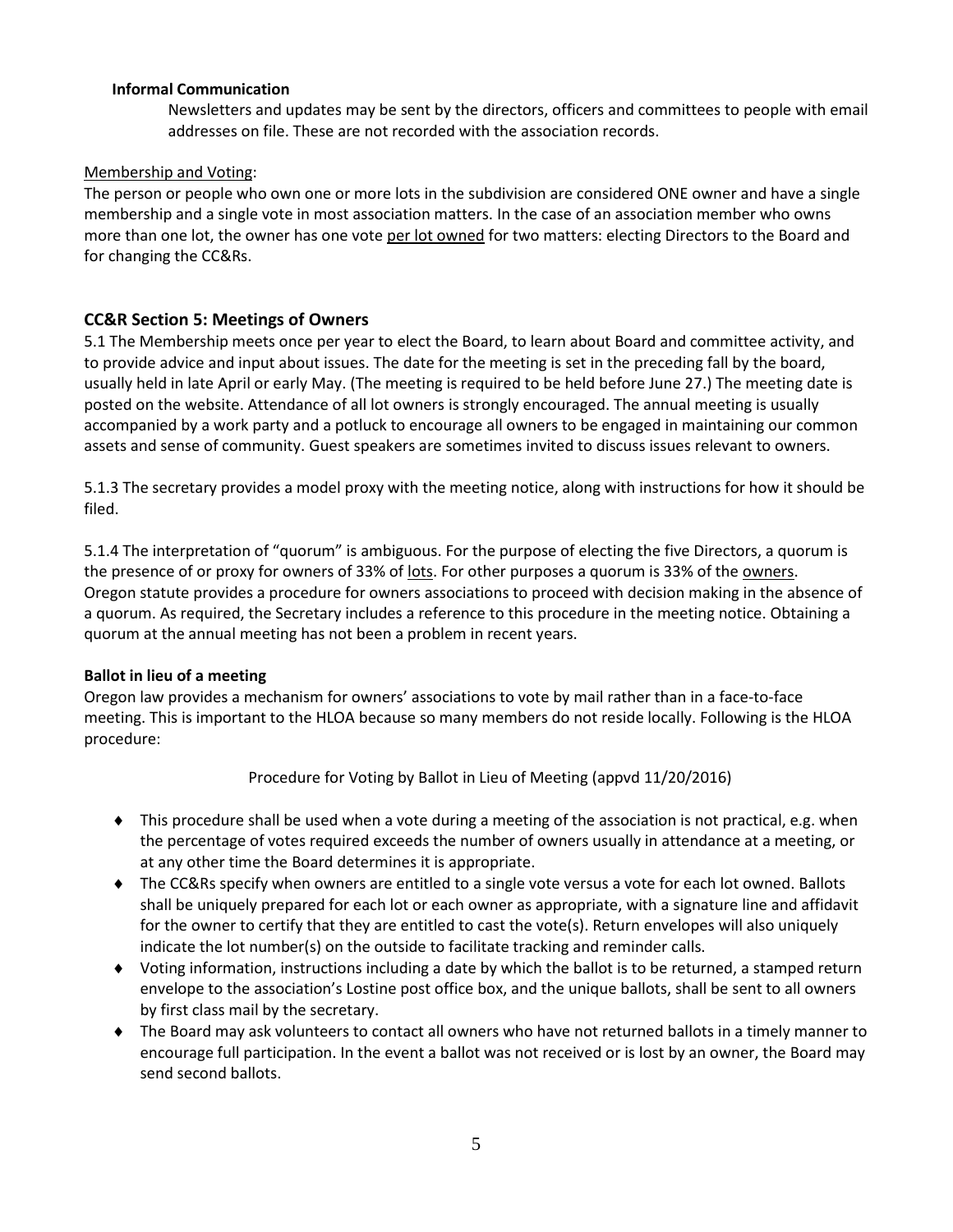**Informal Communication**

Newsletters and updates may be sent by the directors, officers and committees to people with email addresses on file. These are not recorded with the association records.

<u>Membership and Voting</u>:

The person or people who own one or more lots in the subdivision are considered ONE owner and have a single membership and a single vote in most association matters. In the case of an association member who owns more than one lot, the owner has one vote <u>per lot owned</u> for two matters: electing Directors to the Board and for changing the CC&Rs.

### CC&R Section 5: Meetings of Owners

5.1 The Membership meets once per year to elect the Board, to learn about Board and committee activity, and to provide advice and input about issues. The date for the meeting is set in the preceding fall by the board, usually held in late April or early May. (The meeting is required to be held before June 27.) The meeting date is posted on the website. Attendance of all lot owners is strongly encouraged. The annual meeting is usually accompanied by a work party and a potluck to encourage all owners to be engaged in maintaining our common assets and sense of community. Guest speakers are sometimes invited to discuss issues relevant to owners.

5.1.3 The secretary provides a model proxy with the meeting notice, along with instructions for how it should be filed.

5.1.4 The interpretation of "quorum" is ambiguous. For the purpose of electing the five Directors, a quorum is the presence of or proxy for owners of 33% of <u>lots</u>. For other purposes a quorum is 33% of the <u>owners</u>. Oregon statute provides a procedure for owners associations to proceed with decision making in the absence of a quorum. As required, the Secretary includes a reference to this procedure in the meeting notice. Obtaining a quorum at the annual meeting has not been a problem in recent years.

**Ballot in lieu of a meeting**

Oregon law provides a mechanism for owners' associations to vote by mail rather than in a face-to-face meeting. This is important to the HLOA because so many members do not reside locally. Following is the HLOA procedure:

Procedure for Voting by Ballot in Lieu of Meeting (appvd 11/20/2016)

- This procedure shall be used when a vote during a meeting of the association is not practical, e.g. when the percentage of votes required exceeds the number of owners usually in attendance at a meeting, or at any other time the Board determines it is appropriate.
- The CC&Rs specify when owners are entitled to a single vote versus a vote for each lot owned. Ballots shall be uniquely prepared for each lot or each owner as appropriate, with a signature line and affidavit for the owner to certify that they are entitled to cast the vote(s). Return envelopes will also uniquely indicate the lot number(s) on the outside to facilitate tracking and reminder calls.
- Voting information, instructions including a date by which the ballot is to be returned, a stamped return envelope to the association's Lostine post office box, and the unique ballots, shall be sent to all owners by first class mail by the secretary.
- The Board may ask volunteers to contact all owners who have not returned ballots in a timely manner to encourage full participation. In the event a ballot was not received or is lost by an owner, the Board may send second ballots.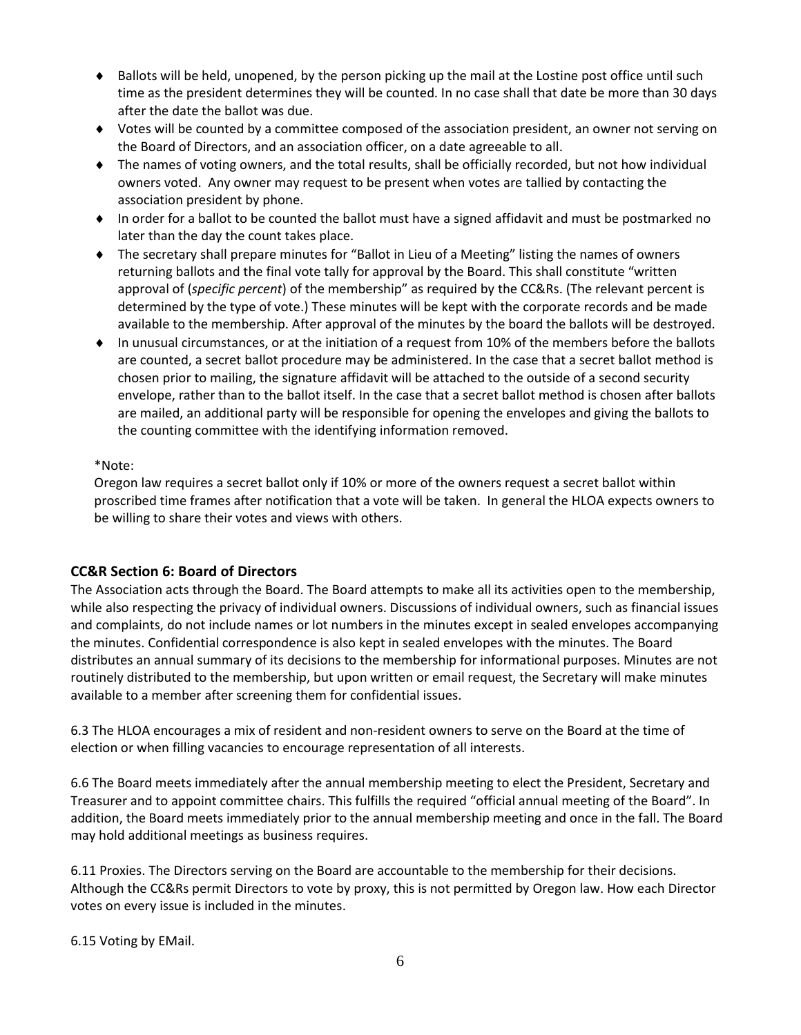- Ballots will be held, unopened, by the person picking up the mail at the Lostine post office until such time as the president determines they will be counted. In no case shall that date be more than 30 days after the date the ballot was due.
- Votes will be counted by a committee composed of the association president, an owner not serving on the Board of Directors, and an association officer, on a date agreeable to all.
- The names of voting owners, and the total results, shall be officially recorded, but not how individual owners voted. Any owner may request to be present when votes are tallied by contacting the association president by phone.
- In order for a ballot to be counted the ballot must have a signed affidavit and must be postmarked no later than the day the count takes place.
- The secretary shall prepare minutes for "Ballot in Lieu of a Meeting" listing the names of owners returning ballots and the final vote tally for approval by the Board. This shall constitute "written approval of (*specific percent*) of the membership" as required by the CC&Rs. (The relevant percent is determined by the type of vote.) These minutes will be kept with the corporate records and be made available to the membership. After approval of the minutes by the board the ballots will be destroyed.
- In unusual circumstances, or at the initiation of a request from 10% of the members before the ballots are counted, a secret ballot procedure may be administered. In the case that a secret ballot method is chosen prior to mailing, the signature affidavit will be attached to the outside of a second security envelope, rather than to the ballot itself. In the case that a secret ballot method is chosen after ballots are mailed, an additional party will be responsible for opening the envelopes and giving the ballots to the counting committee with the identifying information removed.

*Note:
Oregon law requires a secret ballot only if 10% or more of the owners request a secret ballot within proscribed time frames after notification that a vote will be taken. In general the HLOA expects owners to be willing to share their votes and views with others.

### CC&R Section 6: Board of Directors

The Association acts through the Board. The Board attempts to make all its activities open to the membership, while also respecting the privacy of individual owners. Discussions of individual owners, such as financial issues and complaints, do not include names or lot numbers in the minutes except in sealed envelopes accompanying the minutes. Confidential correspondence is also kept in sealed envelopes with the minutes. The Board distributes an annual summary of its decisions to the membership for informational purposes. Minutes are not routinely distributed to the membership, but upon written or email request, the Secretary will make minutes available to a member after screening them for confidential issues.

6.3 The HLOA encourages a mix of resident and non-resident owners to serve on the Board at the time of election or when filling vacancies to encourage representation of all interests.

6.6 The Board meets immediately after the annual membership meeting to elect the President, Secretary and Treasurer and to appoint committee chairs. This fulfills the required "official annual meeting of the Board". In addition, the Board meets immediately prior to the annual membership meeting and once in the fall. The Board may hold additional meetings as business requires.

6.11 Proxies. The Directors serving on the Board are accountable to the membership for their decisions. Although the CC&Rs permit Directors to vote by proxy, this is not permitted by Oregon law. How each Director votes on every issue is included in the minutes.

6.15 Voting by EMail.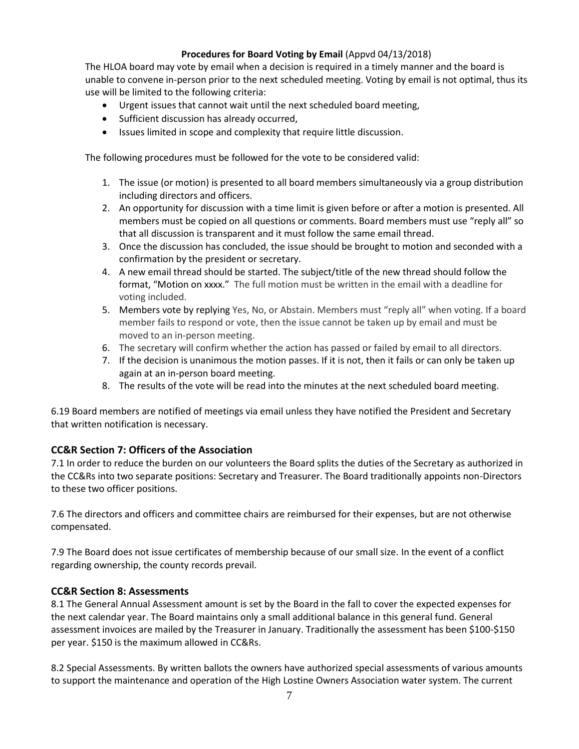**Procedures for Board Voting by Email** (Appvd 04/13/2018)

The HLOA board may vote by email when a decision is required in a timely manner and the board is unable to convene in-person prior to the next scheduled meeting. Voting by email is not optimal, thus its use will be limited to the following criteria:

- Urgent issues that cannot wait until the next scheduled board meeting,
- Sufficient discussion has already occurred,
- Issues limited in scope and complexity that require little discussion.

The following procedures must be followed for the vote to be considered valid:

1. The issue (or motion) is presented to all board members simultaneously via a group distribution including directors and officers.
2. An opportunity for discussion with a time limit is given before or after a motion is presented. All members must be copied on all questions or comments. Board members must use "reply all" so that all discussion is transparent and it must follow the same email thread.
3. Once the discussion has concluded, the issue should be brought to motion and seconded with a confirmation by the president or secretary.
4. A new email thread should be started. The subject/title of the new thread should follow the format, "Motion on xxxx." The full motion must be written in the email with a deadline for voting included.
5. Members vote by replying Yes, No, or Abstain. Members must "reply all" when voting. If a board member fails to respond or vote, then the issue cannot be taken up by email and must be moved to an in-person meeting.
6. The secretary will confirm whether the action has passed or failed by email to all directors.
7. If the decision is unanimous the motion passes. If it is not, then it fails or can only be taken up again at an in-person board meeting.
8. The results of the vote will be read into the minutes at the next scheduled board meeting.

6.19 Board members are notified of meetings via email unless they have notified the President and Secretary that written notification is necessary.

## CC&R Section 7: Officers of the Association

7.1 In order to reduce the burden on our volunteers the Board splits the duties of the Secretary as authorized in the CC&Rs into two separate positions: Secretary and Treasurer. The Board traditionally appoints non-Directors to these two officer positions.

7.6 The directors and officers and committee chairs are reimbursed for their expenses, but are not otherwise compensated.

7.9 The Board does not issue certificates of membership because of our small size. In the event of a conflict regarding ownership, the county records prevail.

## CC&R Section 8: Assessments

8.1 The General Annual Assessment amount is set by the Board in the fall to cover the expected expenses for the next calendar year. The Board maintains only a small additional balance in this general fund. General assessment invoices are mailed by the Treasurer in January. Traditionally the assessment has been $100-$150 per year. $150 is the maximum allowed in CC&Rs.

8.2 Special Assessments. By written ballots the owners have authorized special assessments of various amounts to support the maintenance and operation of the High Lostine Owners Association water system. The current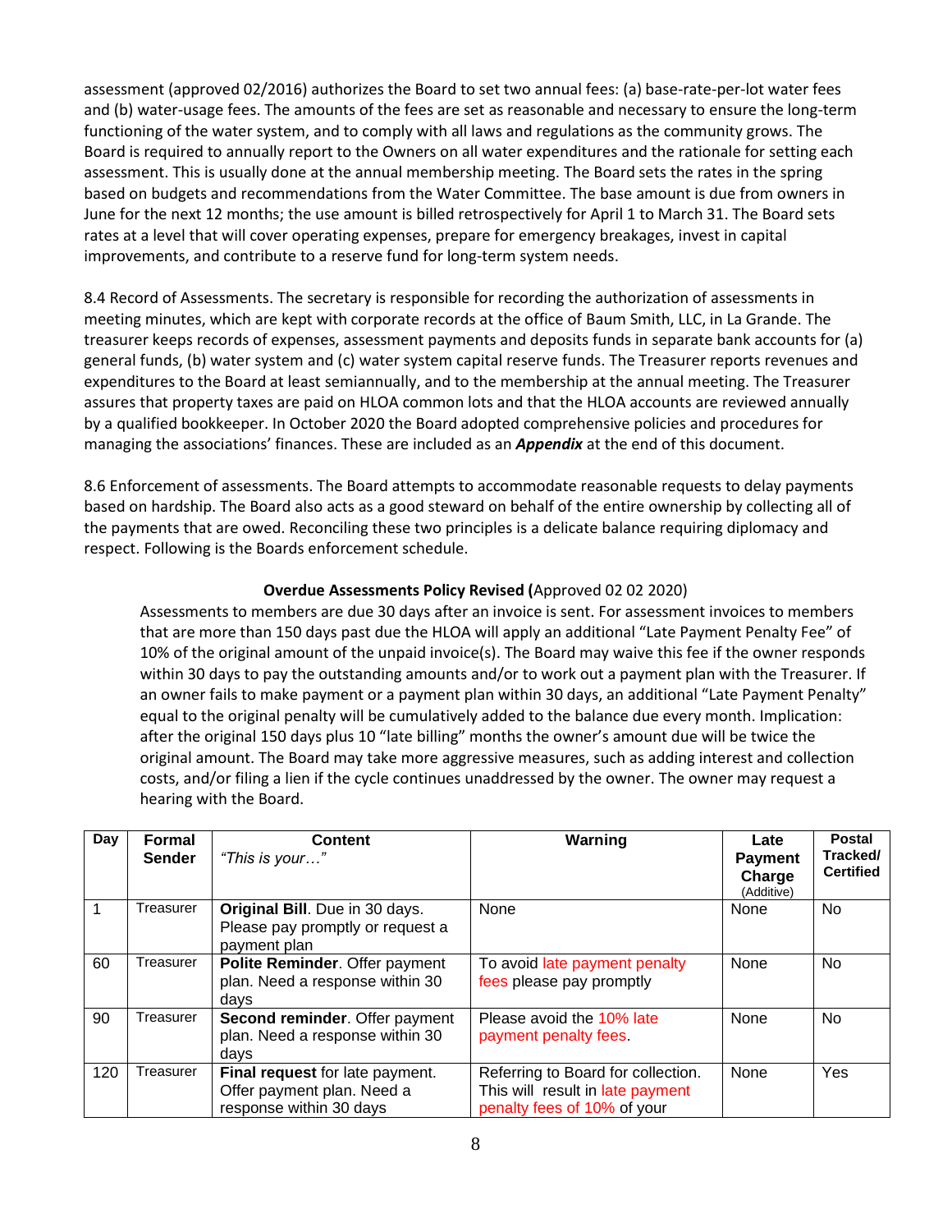assessment (approved 02/2016) authorizes the Board to set two annual fees: (a) base-rate-per-lot water fees and (b) water-usage fees. The amounts of the fees are set as reasonable and necessary to ensure the long-term functioning of the water system, and to comply with all laws and regulations as the community grows. The Board is required to annually report to the Owners on all water expenditures and the rationale for setting each assessment. This is usually done at the annual membership meeting. The Board sets the rates in the spring based on budgets and recommendations from the Water Committee. The base amount is due from owners in June for the next 12 months; the use amount is billed retrospectively for April 1 to March 31. The Board sets rates at a level that will cover operating expenses, prepare for emergency breakages, invest in capital improvements, and contribute to a reserve fund for long-term system needs.

8.4 Record of Assessments. The secretary is responsible for recording the authorization of assessments in meeting minutes, which are kept with corporate records at the office of Baum Smith, LLC, in La Grande. The treasurer keeps records of expenses, assessment payments and deposits funds in separate bank accounts for (a) general funds, (b) water system and (c) water system capital reserve funds. The Treasurer reports revenues and expenditures to the Board at least semiannually, and to the membership at the annual meeting. The Treasurer assures that property taxes are paid on HLOA common lots and that the HLOA accounts are reviewed annually by a qualified bookkeeper. In October 2020 the Board adopted comprehensive policies and procedures for managing the associations' finances. These are included as an ***Appendix*** at the end of this document.

8.6 Enforcement of assessments. The Board attempts to accommodate reasonable requests to delay payments based on hardship. The Board also acts as a good steward on behalf of the entire ownership by collecting all of the payments that are owed. Reconciling these two principles is a delicate balance requiring diplomacy and respect. Following is the Boards enforcement schedule.

**Overdue Assessments Policy Revised (**Approved 02 02 2020)

Assessments to members are due 30 days after an invoice is sent. For assessment invoices to members that are more than 150 days past due the HLOA will apply an additional "Late Payment Penalty Fee" of 10% of the original amount of the unpaid invoice(s). The Board may waive this fee if the owner responds within 30 days to pay the outstanding amounts and/or to work out a payment plan with the Treasurer. If an owner fails to make payment or a payment plan within 30 days, an additional "Late Payment Penalty" equal to the original penalty will be cumulatively added to the balance due every month. Implication: after the original 150 days plus 10 "late billing" months the owner's amount due will be twice the original amount. The Board may take more aggressive measures, such as adding interest and collection costs, and/or filing a lien if the cycle continues unaddressed by the owner. The owner may request a hearing with the Board.

| Day | Formal Sender | Content *"This is your…"* | Warning | Late Payment Charge (Additive) | Postal Tracked/ Certified |
|---|---|---|---|---|---|
| 1 | Treasurer | **Original Bill**. Due in 30 days. Please pay promptly or request a payment plan | None | None | No |
| 60 | Treasurer | **Polite Reminder**. Offer payment plan. Need a response within 30 days | To avoid late payment penalty fees please pay promptly | None | No |
| 90 | Treasurer | **Second reminder**. Offer payment plan. Need a response within 30 days | Please avoid the 10% late payment penalty fees. | None | No |
| 120 | Treasurer | **Final request** for late payment. Offer payment plan. Need a response within 30 days | Referring to Board for collection. This will result in late payment penalty fees of 10% of your | None | Yes |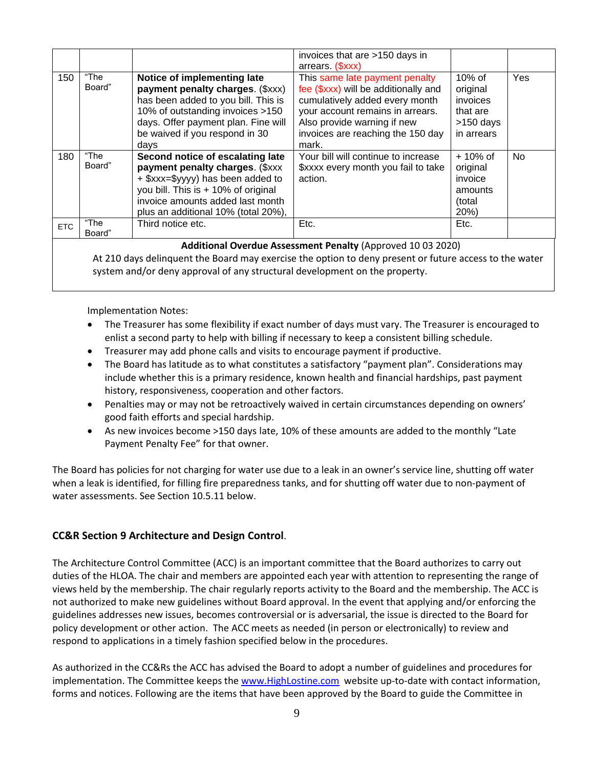|  |  |  | invoices that are >150 days in arrears. ($xxx) |  |  |
|---|---|---|---|---|---|
| 150 | "The Board" | **Notice of implementing late payment penalty charges**. ($xxx) has been added to you bill. This is 10% of outstanding invoices >150 days. Offer payment plan. Fine will be waived if you respond in 30 days | This same late payment penalty fee ($xxx) will be additionally and cumulatively added every month your account remains in arrears. Also provide warning if new invoices are reaching the 150 day mark. | 10% of original invoices that are >150 days in arrears | Yes |
| 180 | "The Board" | **Second notice of escalating late payment penalty charges**. ($xxx + $xxx=$yyyy) has been added to you bill. This is + 10% of original invoice amounts added last month plus an additional 10% (total 20%), | Your bill will continue to increase $xxxx every month you fail to take action. | + 10% of original invoice amounts (total 20%) | No |
| ETC | "The Board" | Third notice etc. | Etc. | Etc. |  |

**Additional Overdue Assessment Penalty** (Approved 10 03 2020)
At 210 days delinquent the Board may exercise the option to deny present or future access to the water system and/or deny approval of any structural development on the property.

Implementation Notes:

- The Treasurer has some flexibility if exact number of days must vary. The Treasurer is encouraged to enlist a second party to help with billing if necessary to keep a consistent billing schedule.
- Treasurer may add phone calls and visits to encourage payment if productive.
- The Board has latitude as to what constitutes a satisfactory "payment plan". Considerations may include whether this is a primary residence, known health and financial hardships, past payment history, responsiveness, cooperation and other factors.
- Penalties may or may not be retroactively waived in certain circumstances depending on owners' good faith efforts and special hardship.
- As new invoices become >150 days late, 10% of these amounts are added to the monthly "Late Payment Penalty Fee" for that owner.

The Board has policies for not charging for water use due to a leak in an owner's service line, shutting off water when a leak is identified, for filling fire preparedness tanks, and for shutting off water due to non-payment of water assessments. See Section 10.5.11 below.

## CC&R Section 9 Architecture and Design Control.

The Architecture Control Committee (ACC) is an important committee that the Board authorizes to carry out duties of the HLOA. The chair and members are appointed each year with attention to representing the range of views held by the membership. The chair regularly reports activity to the Board and the membership. The ACC is not authorized to make new guidelines without Board approval. In the event that applying and/or enforcing the guidelines addresses new issues, becomes controversial or is adversarial, the issue is directed to the Board for policy development or other action. The ACC meets as needed (in person or electronically) to review and respond to applications in a timely fashion specified below in the procedures.

As authorized in the CC&Rs the ACC has advised the Board to adopt a number of guidelines and procedures for implementation. The Committee keeps the [www.HighLostine.com](http://www.HighLostine.com) website up-to-date with contact information, forms and notices. Following are the items that have been approved by the Board to guide the Committee in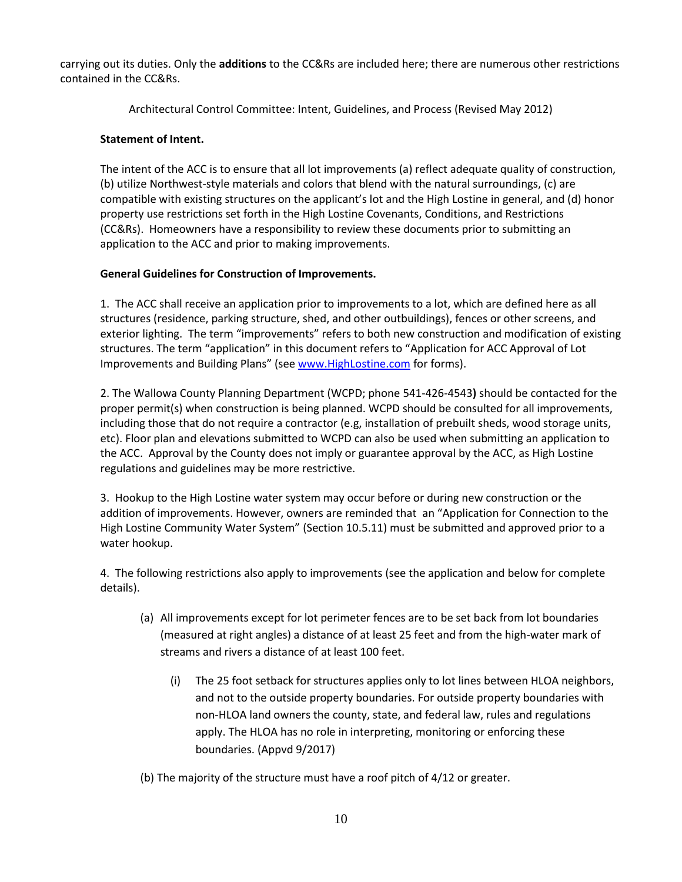carrying out its duties. Only the **additions** to the CC&Rs are included here; there are numerous other restrictions contained in the CC&Rs.

Architectural Control Committee: Intent, Guidelines, and Process (Revised May 2012)

**Statement of Intent.**

The intent of the ACC is to ensure that all lot improvements (a) reflect adequate quality of construction, (b) utilize Northwest-style materials and colors that blend with the natural surroundings, (c) are compatible with existing structures on the applicant's lot and the High Lostine in general, and (d) honor property use restrictions set forth in the High Lostine Covenants, Conditions, and Restrictions (CC&Rs). Homeowners have a responsibility to review these documents prior to submitting an application to the ACC and prior to making improvements.

**General Guidelines for Construction of Improvements.**

1. The ACC shall receive an application prior to improvements to a lot, which are defined here as all structures (residence, parking structure, shed, and other outbuildings), fences or other screens, and exterior lighting. The term "improvements" refers to both new construction and modification of existing structures. The term "application" in this document refers to "Application for ACC Approval of Lot Improvements and Building Plans" (see www.HighLostine.com for forms).

2. The Wallowa County Planning Department (WCPD; phone 541-426-4543**)** should be contacted for the proper permit(s) when construction is being planned. WCPD should be consulted for all improvements, including those that do not require a contractor (e.g, installation of prebuilt sheds, wood storage units, etc). Floor plan and elevations submitted to WCPD can also be used when submitting an application to the ACC. Approval by the County does not imply or guarantee approval by the ACC, as High Lostine regulations and guidelines may be more restrictive.

3. Hookup to the High Lostine water system may occur before or during new construction or the addition of improvements. However, owners are reminded that an "Application for Connection to the High Lostine Community Water System" (Section 10.5.11) must be submitted and approved prior to a water hookup.

4. The following restrictions also apply to improvements (see the application and below for complete details).

   (a) All improvements except for lot perimeter fences are to be set back from lot boundaries (measured at right angles) a distance of at least 25 feet and from the high-water mark of streams and rivers a distance of at least 100 feet.

      (i) The 25 foot setback for structures applies only to lot lines between HLOA neighbors, and not to the outside property boundaries. For outside property boundaries with non-HLOA land owners the county, state, and federal law, rules and regulations apply. The HLOA has no role in interpreting, monitoring or enforcing these boundaries. (Appvd 9/2017)

   (b) The majority of the structure must have a roof pitch of 4/12 or greater.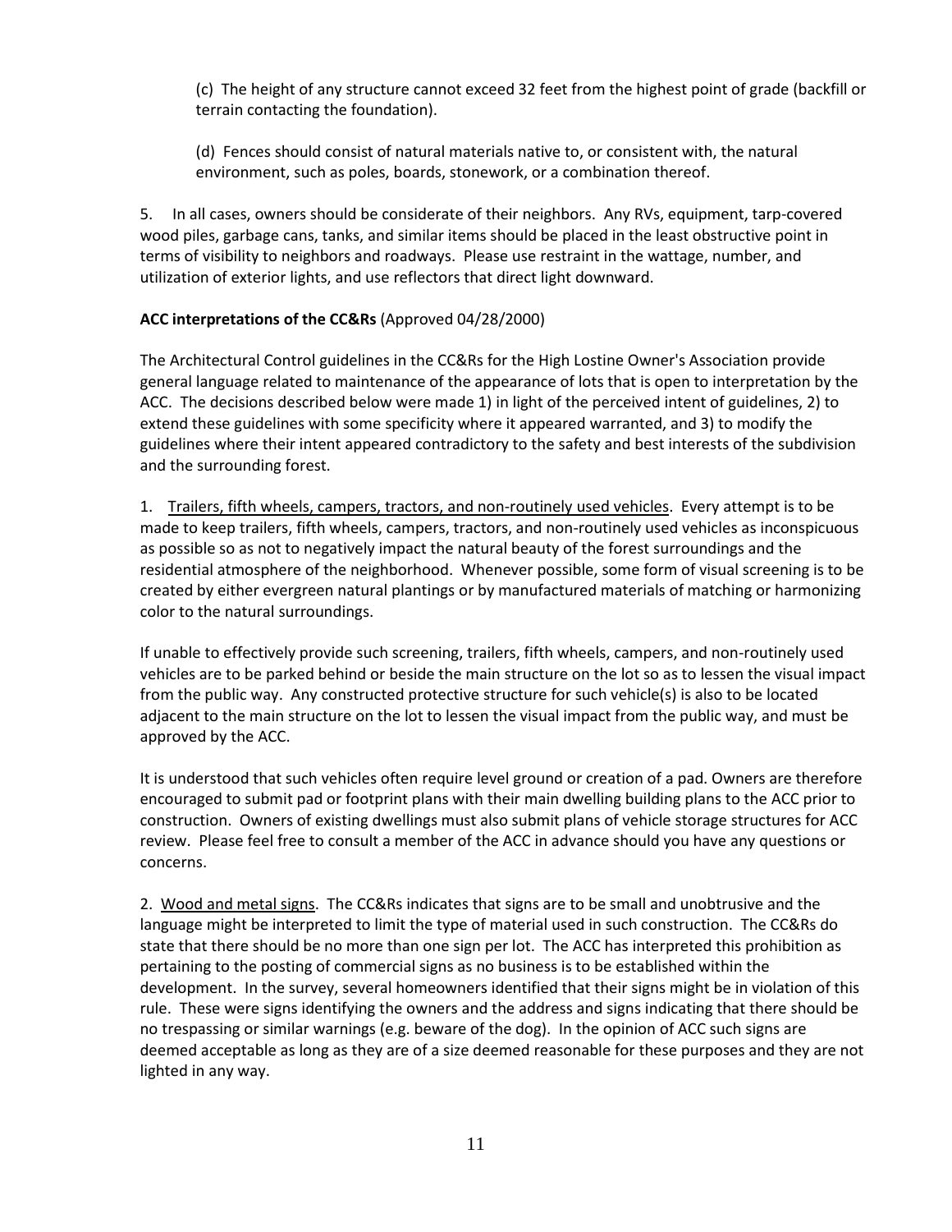(c) The height of any structure cannot exceed 32 feet from the highest point of grade (backfill or terrain contacting the foundation).

(d) Fences should consist of natural materials native to, or consistent with, the natural environment, such as poles, boards, stonework, or a combination thereof.

5. In all cases, owners should be considerate of their neighbors. Any RVs, equipment, tarp-covered wood piles, garbage cans, tanks, and similar items should be placed in the least obstructive point in terms of visibility to neighbors and roadways. Please use restraint in the wattage, number, and utilization of exterior lights, and use reflectors that direct light downward.

**ACC interpretations of the CC&Rs** (Approved 04/28/2000)

The Architectural Control guidelines in the CC&Rs for the High Lostine Owner's Association provide general language related to maintenance of the appearance of lots that is open to interpretation by the ACC. The decisions described below were made 1) in light of the perceived intent of guidelines, 2) to extend these guidelines with some specificity where it appeared warranted, and 3) to modify the guidelines where their intent appeared contradictory to the safety and best interests of the subdivision and the surrounding forest.

1. <u>Trailers, fifth wheels, campers, tractors, and non-routinely used vehicles</u>. Every attempt is to be made to keep trailers, fifth wheels, campers, tractors, and non-routinely used vehicles as inconspicuous as possible so as not to negatively impact the natural beauty of the forest surroundings and the residential atmosphere of the neighborhood. Whenever possible, some form of visual screening is to be created by either evergreen natural plantings or by manufactured materials of matching or harmonizing color to the natural surroundings.

If unable to effectively provide such screening, trailers, fifth wheels, campers, and non-routinely used vehicles are to be parked behind or beside the main structure on the lot so as to lessen the visual impact from the public way. Any constructed protective structure for such vehicle(s) is also to be located adjacent to the main structure on the lot to lessen the visual impact from the public way, and must be approved by the ACC.

It is understood that such vehicles often require level ground or creation of a pad. Owners are therefore encouraged to submit pad or footprint plans with their main dwelling building plans to the ACC prior to construction. Owners of existing dwellings must also submit plans of vehicle storage structures for ACC review. Please feel free to consult a member of the ACC in advance should you have any questions or concerns.

2. <u>Wood and metal signs</u>. The CC&Rs indicates that signs are to be small and unobtrusive and the language might be interpreted to limit the type of material used in such construction. The CC&Rs do state that there should be no more than one sign per lot. The ACC has interpreted this prohibition as pertaining to the posting of commercial signs as no business is to be established within the development. In the survey, several homeowners identified that their signs might be in violation of this rule. These were signs identifying the owners and the address and signs indicating that there should be no trespassing or similar warnings (e.g. beware of the dog). In the opinion of ACC such signs are deemed acceptable as long as they are of a size deemed reasonable for these purposes and they are not lighted in any way.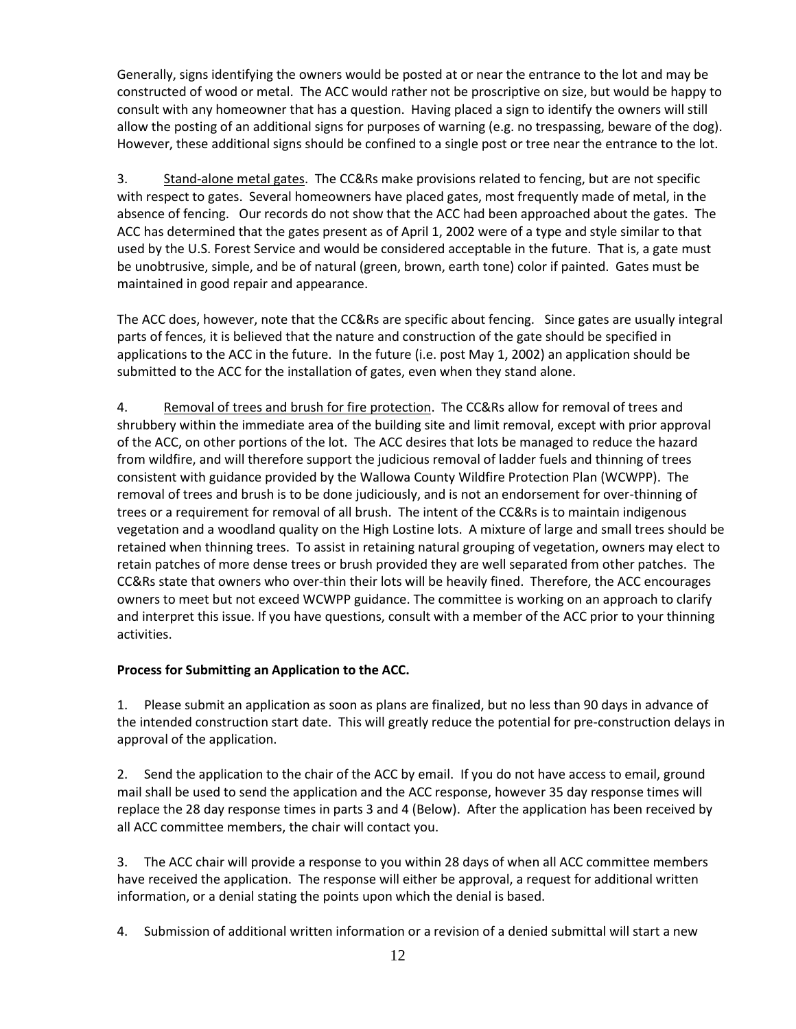Generally, signs identifying the owners would be posted at or near the entrance to the lot and may be constructed of wood or metal. The ACC would rather not be proscriptive on size, but would be happy to consult with any homeowner that has a question. Having placed a sign to identify the owners will still allow the posting of an additional signs for purposes of warning (e.g. no trespassing, beware of the dog). However, these additional signs should be confined to a single post or tree near the entrance to the lot.

3. Stand-alone metal gates. The CC&Rs make provisions related to fencing, but are not specific with respect to gates. Several homeowners have placed gates, most frequently made of metal, in the absence of fencing. Our records do not show that the ACC had been approached about the gates. The ACC has determined that the gates present as of April 1, 2002 were of a type and style similar to that used by the U.S. Forest Service and would be considered acceptable in the future. That is, a gate must be unobtrusive, simple, and be of natural (green, brown, earth tone) color if painted. Gates must be maintained in good repair and appearance.

The ACC does, however, note that the CC&Rs are specific about fencing. Since gates are usually integral parts of fences, it is believed that the nature and construction of the gate should be specified in applications to the ACC in the future. In the future (i.e. post May 1, 2002) an application should be submitted to the ACC for the installation of gates, even when they stand alone.

4. Removal of trees and brush for fire protection. The CC&Rs allow for removal of trees and shrubbery within the immediate area of the building site and limit removal, except with prior approval of the ACC, on other portions of the lot. The ACC desires that lots be managed to reduce the hazard from wildfire, and will therefore support the judicious removal of ladder fuels and thinning of trees consistent with guidance provided by the Wallowa County Wildfire Protection Plan (WCWPP). The removal of trees and brush is to be done judiciously, and is not an endorsement for over-thinning of trees or a requirement for removal of all brush. The intent of the CC&Rs is to maintain indigenous vegetation and a woodland quality on the High Lostine lots. A mixture of large and small trees should be retained when thinning trees. To assist in retaining natural grouping of vegetation, owners may elect to retain patches of more dense trees or brush provided they are well separated from other patches. The CC&Rs state that owners who over-thin their lots will be heavily fined. Therefore, the ACC encourages owners to meet but not exceed WCWPP guidance. The committee is working on an approach to clarify and interpret this issue. If you have questions, consult with a member of the ACC prior to your thinning activities.

**Process for Submitting an Application to the ACC.**

1. Please submit an application as soon as plans are finalized, but no less than 90 days in advance of the intended construction start date. This will greatly reduce the potential for pre-construction delays in approval of the application.

2. Send the application to the chair of the ACC by email. If you do not have access to email, ground mail shall be used to send the application and the ACC response, however 35 day response times will replace the 28 day response times in parts 3 and 4 (Below). After the application has been received by all ACC committee members, the chair will contact you.

3. The ACC chair will provide a response to you within 28 days of when all ACC committee members have received the application. The response will either be approval, a request for additional written information, or a denial stating the points upon which the denial is based.

4. Submission of additional written information or a revision of a denied submittal will start a new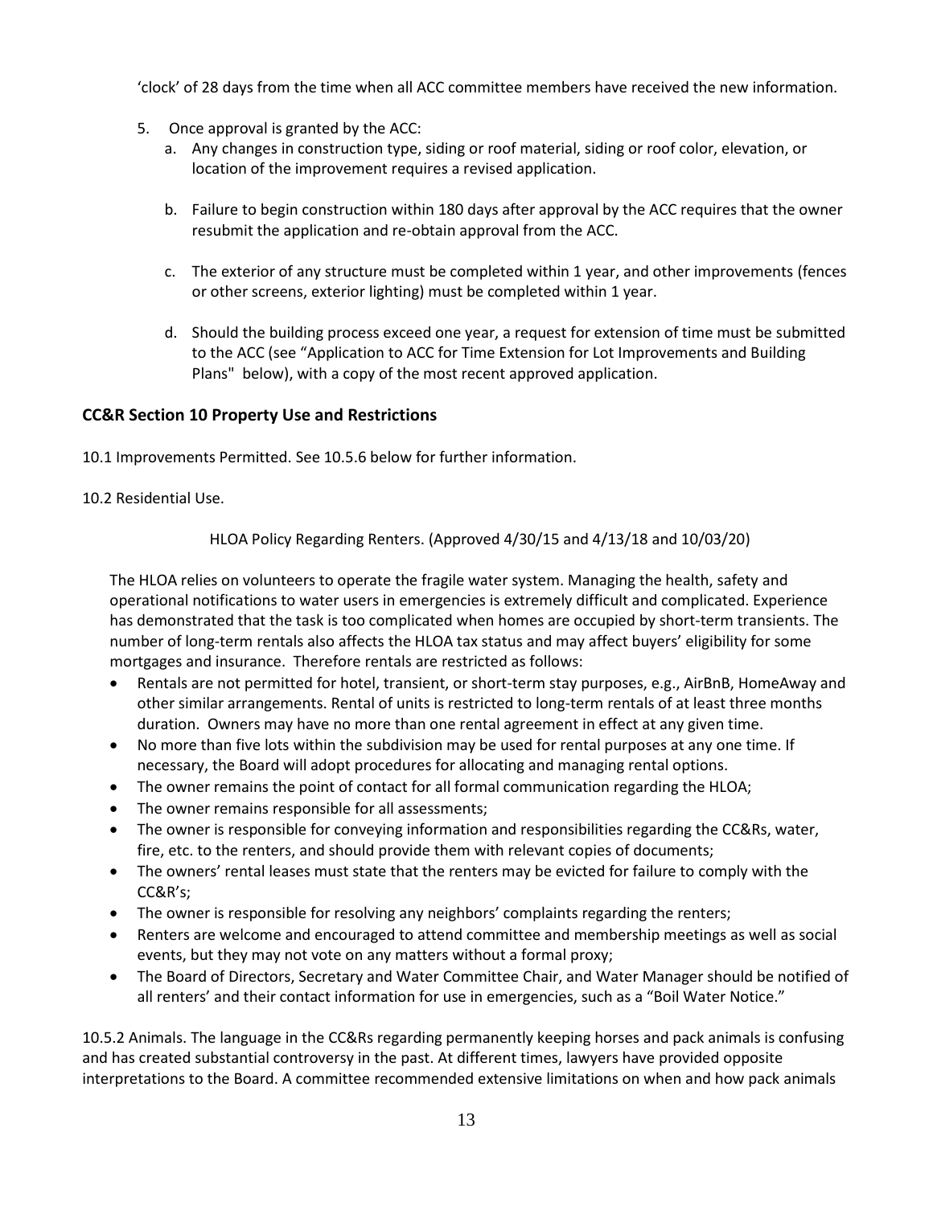'clock' of 28 days from the time when all ACC committee members have received the new information.

5. Once approval is granted by the ACC:
   a. Any changes in construction type, siding or roof material, siding or roof color, elevation, or location of the improvement requires a revised application.

   b. Failure to begin construction within 180 days after approval by the ACC requires that the owner resubmit the application and re-obtain approval from the ACC.

   c. The exterior of any structure must be completed within 1 year, and other improvements (fences or other screens, exterior lighting) must be completed within 1 year.

   d. Should the building process exceed one year, a request for extension of time must be submitted to the ACC (see "Application to ACC for Time Extension for Lot Improvements and Building Plans" below), with a copy of the most recent approved application.

### CC&R Section 10 Property Use and Restrictions

10.1 Improvements Permitted. See 10.5.6 below for further information.

10.2 Residential Use.

HLOA Policy Regarding Renters. (Approved 4/30/15 and 4/13/18 and 10/03/20)

The HLOA relies on volunteers to operate the fragile water system. Managing the health, safety and operational notifications to water users in emergencies is extremely difficult and complicated. Experience has demonstrated that the task is too complicated when homes are occupied by short-term transients. The number of long-term rentals also affects the HLOA tax status and may affect buyers' eligibility for some mortgages and insurance. Therefore rentals are restricted as follows:

- Rentals are not permitted for hotel, transient, or short-term stay purposes, e.g., AirBnB, HomeAway and other similar arrangements. Rental of units is restricted to long-term rentals of at least three months duration. Owners may have no more than one rental agreement in effect at any given time.
- No more than five lots within the subdivision may be used for rental purposes at any one time. If necessary, the Board will adopt procedures for allocating and managing rental options.
- The owner remains the point of contact for all formal communication regarding the HLOA;
- The owner remains responsible for all assessments;
- The owner is responsible for conveying information and responsibilities regarding the CC&Rs, water, fire, etc. to the renters, and should provide them with relevant copies of documents;
- The owners' rental leases must state that the renters may be evicted for failure to comply with the CC&R's;
- The owner is responsible for resolving any neighbors' complaints regarding the renters;
- Renters are welcome and encouraged to attend committee and membership meetings as well as social events, but they may not vote on any matters without a formal proxy;
- The Board of Directors, Secretary and Water Committee Chair, and Water Manager should be notified of all renters' and their contact information for use in emergencies, such as a "Boil Water Notice."

10.5.2 Animals. The language in the CC&Rs regarding permanently keeping horses and pack animals is confusing and has created substantial controversy in the past. At different times, lawyers have provided opposite interpretations to the Board. A committee recommended extensive limitations on when and how pack animals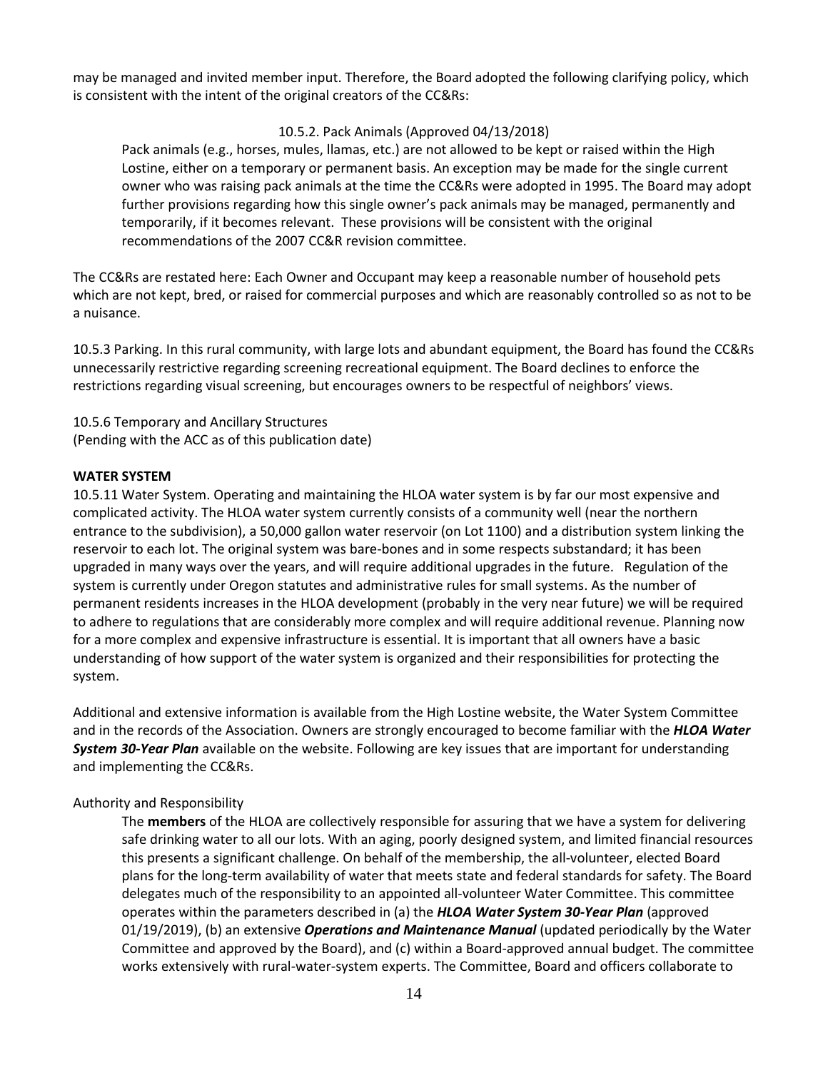may be managed and invited member input. Therefore, the Board adopted the following clarifying policy, which is consistent with the intent of the original creators of the CC&Rs:

> 10.5.2. Pack Animals (Approved 04/13/2018)
>
> Pack animals (e.g., horses, mules, llamas, etc.) are not allowed to be kept or raised within the High Lostine, either on a temporary or permanent basis. An exception may be made for the single current owner who was raising pack animals at the time the CC&Rs were adopted in 1995. The Board may adopt further provisions regarding how this single owner's pack animals may be managed, permanently and temporarily, if it becomes relevant. These provisions will be consistent with the original recommendations of the 2007 CC&R revision committee.

The CC&Rs are restated here: Each Owner and Occupant may keep a reasonable number of household pets which are not kept, bred, or raised for commercial purposes and which are reasonably controlled so as not to be a nuisance.

10.5.3 Parking. In this rural community, with large lots and abundant equipment, the Board has found the CC&Rs unnecessarily restrictive regarding screening recreational equipment. The Board declines to enforce the restrictions regarding visual screening, but encourages owners to be respectful of neighbors' views.

10.5.6 Temporary and Ancillary Structures
(Pending with the ACC as of this publication date)

**WATER SYSTEM**

10.5.11 Water System. Operating and maintaining the HLOA water system is by far our most expensive and complicated activity. The HLOA water system currently consists of a community well (near the northern entrance to the subdivision), a 50,000 gallon water reservoir (on Lot 1100) and a distribution system linking the reservoir to each lot. The original system was bare-bones and in some respects substandard; it has been upgraded in many ways over the years, and will require additional upgrades in the future. Regulation of the system is currently under Oregon statutes and administrative rules for small systems. As the number of permanent residents increases in the HLOA development (probably in the very near future) we will be required to adhere to regulations that are considerably more complex and will require additional revenue. Planning now for a more complex and expensive infrastructure is essential. It is important that all owners have a basic understanding of how support of the water system is organized and their responsibilities for protecting the system.

Additional and extensive information is available from the High Lostine website, the Water System Committee and in the records of the Association. Owners are strongly encouraged to become familiar with the ***HLOA Water System 30-Year Plan*** available on the website. Following are key issues that are important for understanding and implementing the CC&Rs.

Authority and Responsibility

> The **members** of the HLOA are collectively responsible for assuring that we have a system for delivering safe drinking water to all our lots. With an aging, poorly designed system, and limited financial resources this presents a significant challenge. On behalf of the membership, the all-volunteer, elected Board plans for the long-term availability of water that meets state and federal standards for safety. The Board delegates much of the responsibility to an appointed all-volunteer Water Committee. This committee operates within the parameters described in (a) the ***HLOA Water System 30-Year Plan*** (approved 01/19/2019), (b) an extensive ***Operations and Maintenance Manual*** (updated periodically by the Water Committee and approved by the Board), and (c) within a Board-approved annual budget. The committee works extensively with rural-water-system experts. The Committee, Board and officers collaborate to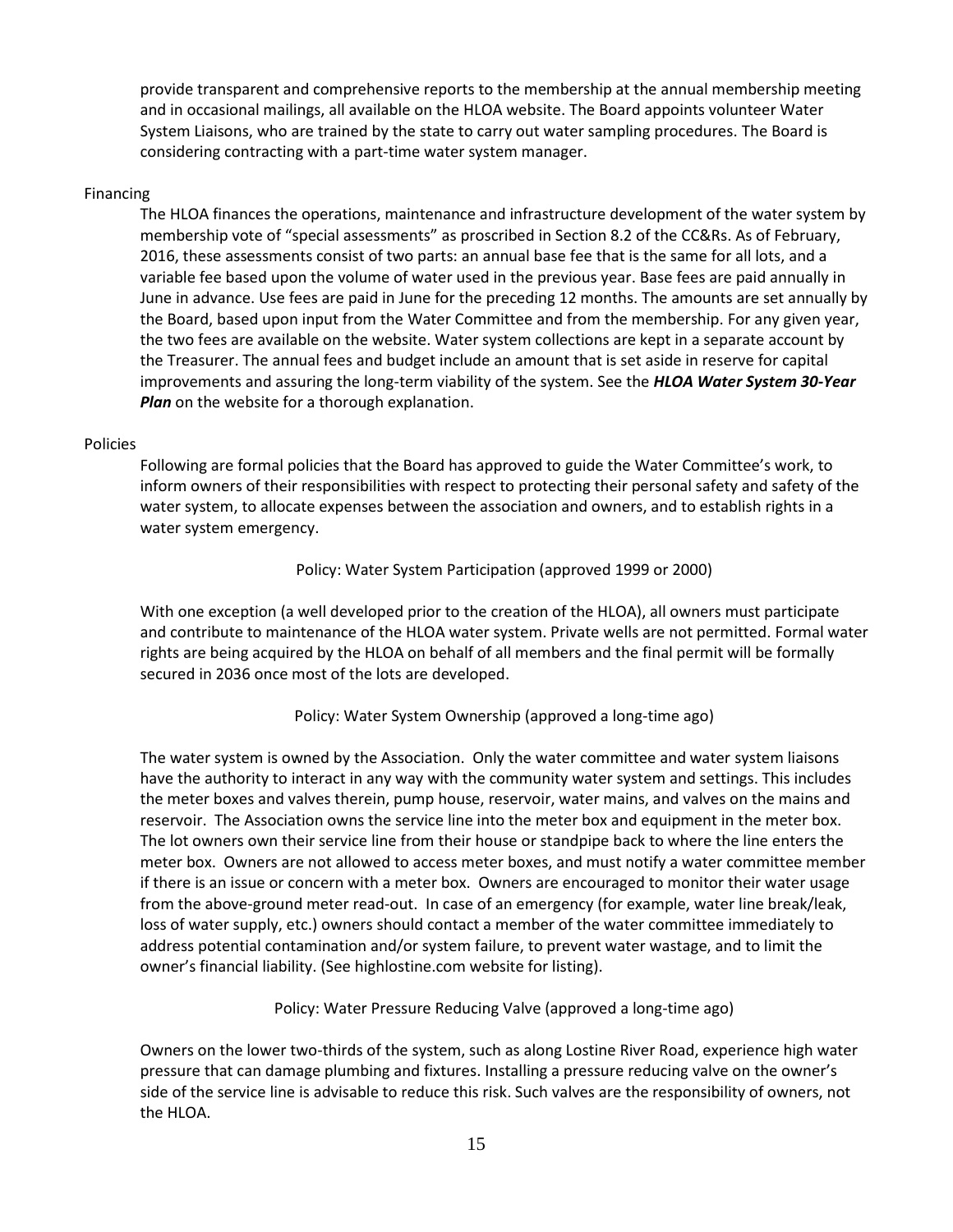provide transparent and comprehensive reports to the membership at the annual membership meeting and in occasional mailings, all available on the HLOA website. The Board appoints volunteer Water System Liaisons, who are trained by the state to carry out water sampling procedures. The Board is considering contracting with a part-time water system manager.

### Financing

The HLOA finances the operations, maintenance and infrastructure development of the water system by membership vote of "special assessments" as proscribed in Section 8.2 of the CC&Rs. As of February, 2016, these assessments consist of two parts: an annual base fee that is the same for all lots, and a variable fee based upon the volume of water used in the previous year. Base fees are paid annually in June in advance. Use fees are paid in June for the preceding 12 months. The amounts are set annually by the Board, based upon input from the Water Committee and from the membership. For any given year, the two fees are available on the website. Water system collections are kept in a separate account by the Treasurer. The annual fees and budget include an amount that is set aside in reserve for capital improvements and assuring the long-term viability of the system. See the ***HLOA Water System 30-Year Plan*** on the website for a thorough explanation.

### Policies

Following are formal policies that the Board has approved to guide the Water Committee's work, to inform owners of their responsibilities with respect to protecting their personal safety and safety of the water system, to allocate expenses between the association and owners, and to establish rights in a water system emergency.

#### Policy: Water System Participation (approved 1999 or 2000)

With one exception (a well developed prior to the creation of the HLOA), all owners must participate and contribute to maintenance of the HLOA water system. Private wells are not permitted. Formal water rights are being acquired by the HLOA on behalf of all members and the final permit will be formally secured in 2036 once most of the lots are developed.

#### Policy: Water System Ownership (approved a long-time ago)

The water system is owned by the Association. Only the water committee and water system liaisons have the authority to interact in any way with the community water system and settings. This includes the meter boxes and valves therein, pump house, reservoir, water mains, and valves on the mains and reservoir. The Association owns the service line into the meter box and equipment in the meter box. The lot owners own their service line from their house or standpipe back to where the line enters the meter box. Owners are not allowed to access meter boxes, and must notify a water committee member if there is an issue or concern with a meter box. Owners are encouraged to monitor their water usage from the above-ground meter read-out. In case of an emergency (for example, water line break/leak, loss of water supply, etc.) owners should contact a member of the water committee immediately to address potential contamination and/or system failure, to prevent water wastage, and to limit the owner's financial liability. (See highlostine.com website for listing).

#### Policy: Water Pressure Reducing Valve (approved a long-time ago)

Owners on the lower two-thirds of the system, such as along Lostine River Road, experience high water pressure that can damage plumbing and fixtures. Installing a pressure reducing valve on the owner's side of the service line is advisable to reduce this risk. Such valves are the responsibility of owners, not the HLOA.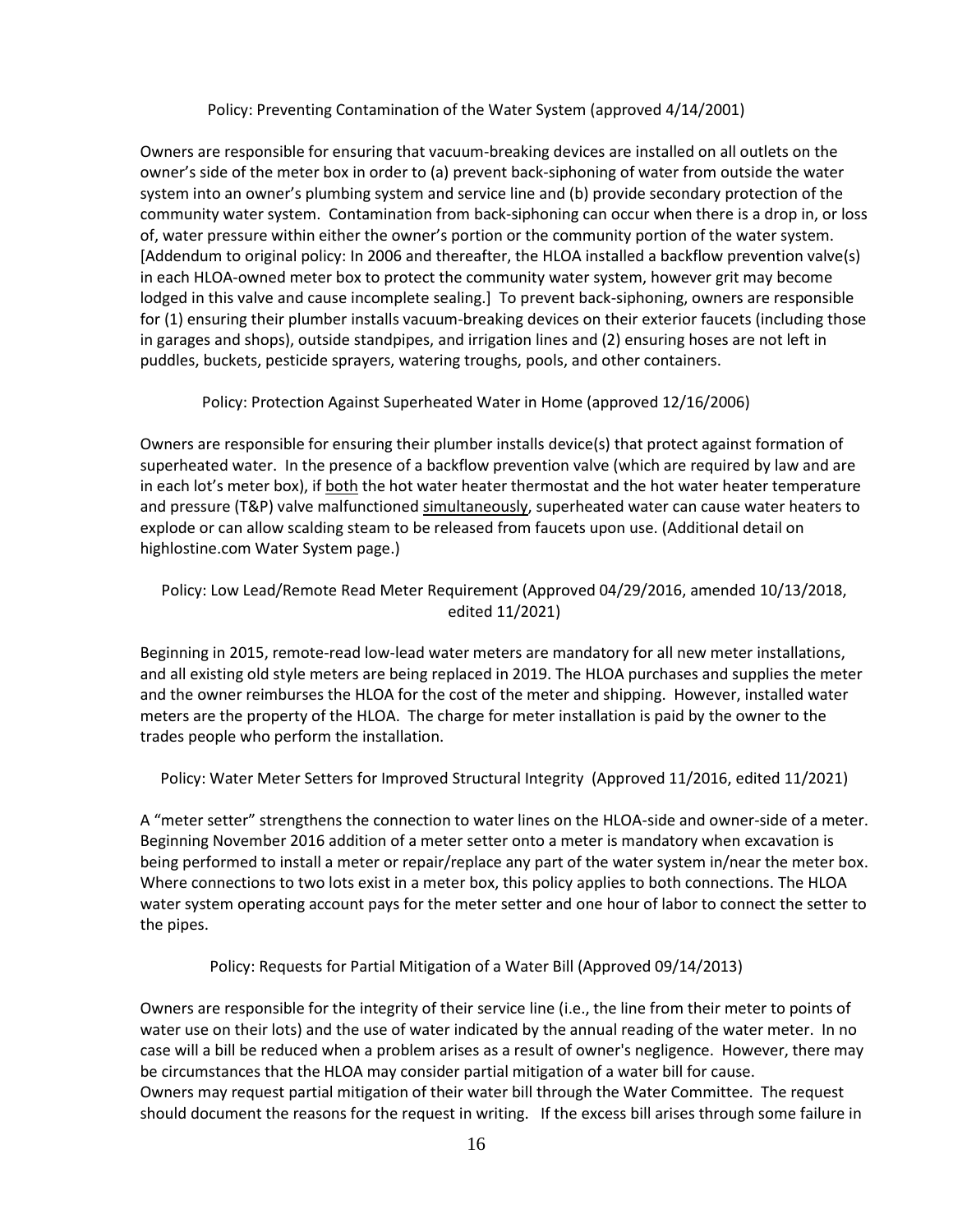## Policy: Preventing Contamination of the Water System (approved 4/14/2001)

Owners are responsible for ensuring that vacuum-breaking devices are installed on all outlets on the owner's side of the meter box in order to (a) prevent back-siphoning of water from outside the water system into an owner's plumbing system and service line and (b) provide secondary protection of the community water system. Contamination from back-siphoning can occur when there is a drop in, or loss of, water pressure within either the owner's portion or the community portion of the water system. [Addendum to original policy: In 2006 and thereafter, the HLOA installed a backflow prevention valve(s) in each HLOA-owned meter box to protect the community water system, however grit may become lodged in this valve and cause incomplete sealing.] To prevent back-siphoning, owners are responsible for (1) ensuring their plumber installs vacuum-breaking devices on their exterior faucets (including those in garages and shops), outside standpipes, and irrigation lines and (2) ensuring hoses are not left in puddles, buckets, pesticide sprayers, watering troughs, pools, and other containers.

## Policy: Protection Against Superheated Water in Home (approved 12/16/2006)

Owners are responsible for ensuring their plumber installs device(s) that protect against formation of superheated water. In the presence of a backflow prevention valve (which are required by law and are in each lot's meter box), if <u>both</u> the hot water heater thermostat and the hot water heater temperature and pressure (T&P) valve malfunctioned <u>simultaneously</u>, superheated water can cause water heaters to explode or can allow scalding steam to be released from faucets upon use. (Additional detail on highlostine.com Water System page.)

## Policy: Low Lead/Remote Read Meter Requirement (Approved 04/29/2016, amended 10/13/2018, edited 11/2021)

Beginning in 2015, remote-read low-lead water meters are mandatory for all new meter installations, and all existing old style meters are being replaced in 2019. The HLOA purchases and supplies the meter and the owner reimburses the HLOA for the cost of the meter and shipping. However, installed water meters are the property of the HLOA. The charge for meter installation is paid by the owner to the trades people who perform the installation.

## Policy: Water Meter Setters for Improved Structural Integrity (Approved 11/2016, edited 11/2021)

A "meter setter" strengthens the connection to water lines on the HLOA-side and owner-side of a meter. Beginning November 2016 addition of a meter setter onto a meter is mandatory when excavation is being performed to install a meter or repair/replace any part of the water system in/near the meter box. Where connections to two lots exist in a meter box, this policy applies to both connections. The HLOA water system operating account pays for the meter setter and one hour of labor to connect the setter to the pipes.

## Policy: Requests for Partial Mitigation of a Water Bill (Approved 09/14/2013)

Owners are responsible for the integrity of their service line (i.e., the line from their meter to points of water use on their lots) and the use of water indicated by the annual reading of the water meter. In no case will a bill be reduced when a problem arises as a result of owner's negligence. However, there may be circumstances that the HLOA may consider partial mitigation of a water bill for cause.
Owners may request partial mitigation of their water bill through the Water Committee. The request should document the reasons for the request in writing. If the excess bill arises through some failure in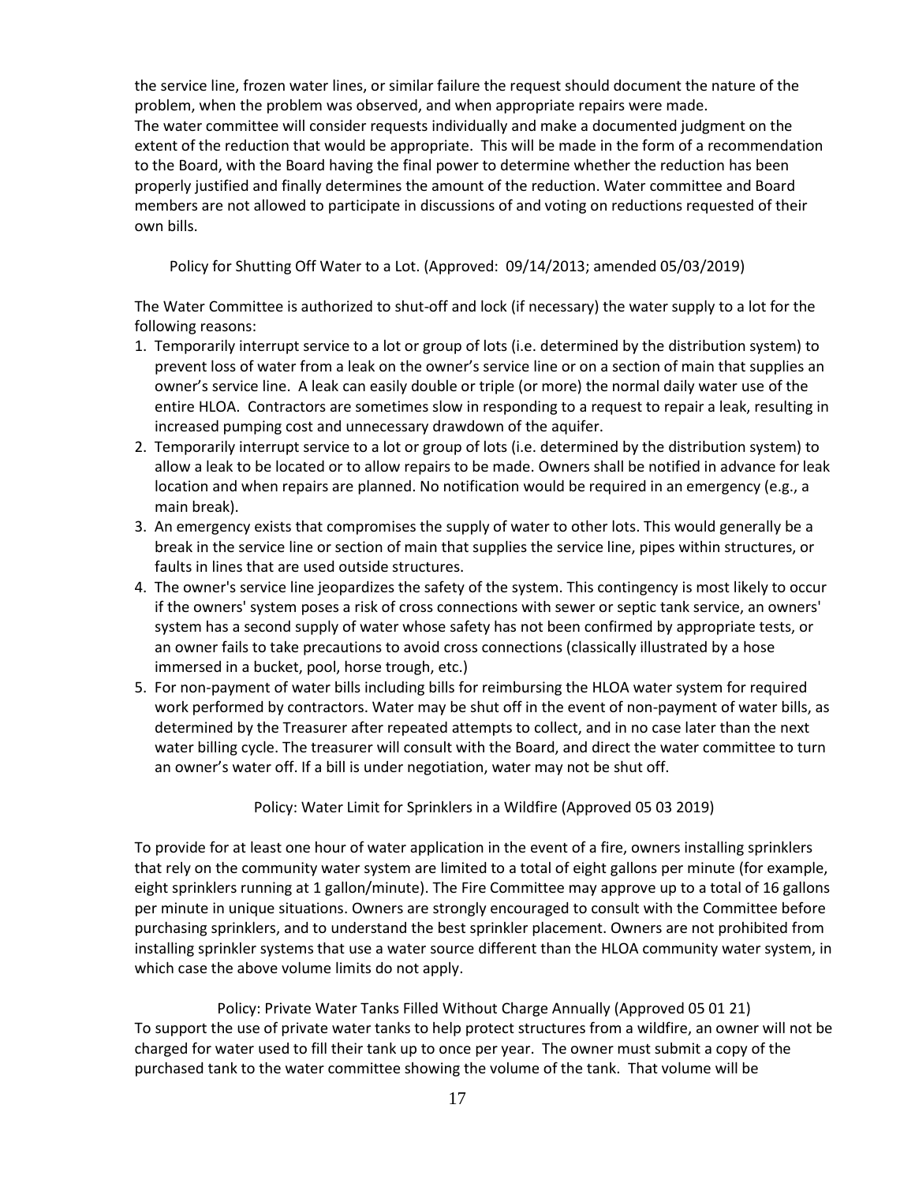the service line, frozen water lines, or similar failure the request should document the nature of the problem, when the problem was observed, and when appropriate repairs were made.
The water committee will consider requests individually and make a documented judgment on the extent of the reduction that would be appropriate. This will be made in the form of a recommendation to the Board, with the Board having the final power to determine whether the reduction has been properly justified and finally determines the amount of the reduction. Water committee and Board members are not allowed to participate in discussions of and voting on reductions requested of their own bills.

### Policy for Shutting Off Water to a Lot. (Approved: 09/14/2013; amended 05/03/2019)

The Water Committee is authorized to shut-off and lock (if necessary) the water supply to a lot for the following reasons:

1. Temporarily interrupt service to a lot or group of lots (i.e. determined by the distribution system) to prevent loss of water from a leak on the owner's service line or on a section of main that supplies an owner's service line. A leak can easily double or triple (or more) the normal daily water use of the entire HLOA. Contractors are sometimes slow in responding to a request to repair a leak, resulting in increased pumping cost and unnecessary drawdown of the aquifer.
2. Temporarily interrupt service to a lot or group of lots (i.e. determined by the distribution system) to allow a leak to be located or to allow repairs to be made. Owners shall be notified in advance for leak location and when repairs are planned. No notification would be required in an emergency (e.g., a main break).
3. An emergency exists that compromises the supply of water to other lots. This would generally be a break in the service line or section of main that supplies the service line, pipes within structures, or faults in lines that are used outside structures.
4. The owner's service line jeopardizes the safety of the system. This contingency is most likely to occur if the owners' system poses a risk of cross connections with sewer or septic tank service, an owners' system has a second supply of water whose safety has not been confirmed by appropriate tests, or an owner fails to take precautions to avoid cross connections (classically illustrated by a hose immersed in a bucket, pool, horse trough, etc.)
5. For non-payment of water bills including bills for reimbursing the HLOA water system for required work performed by contractors. Water may be shut off in the event of non-payment of water bills, as determined by the Treasurer after repeated attempts to collect, and in no case later than the next water billing cycle. The treasurer will consult with the Board, and direct the water committee to turn an owner's water off. If a bill is under negotiation, water may not be shut off.

### Policy: Water Limit for Sprinklers in a Wildfire (Approved 05 03 2019)

To provide for at least one hour of water application in the event of a fire, owners installing sprinklers that rely on the community water system are limited to a total of eight gallons per minute (for example, eight sprinklers running at 1 gallon/minute). The Fire Committee may approve up to a total of 16 gallons per minute in unique situations. Owners are strongly encouraged to consult with the Committee before purchasing sprinklers, and to understand the best sprinkler placement. Owners are not prohibited from installing sprinkler systems that use a water source different than the HLOA community water system, in which case the above volume limits do not apply.

### Policy: Private Water Tanks Filled Without Charge Annually (Approved 05 01 21)

To support the use of private water tanks to help protect structures from a wildfire, an owner will not be charged for water used to fill their tank up to once per year. The owner must submit a copy of the purchased tank to the water committee showing the volume of the tank. That volume will be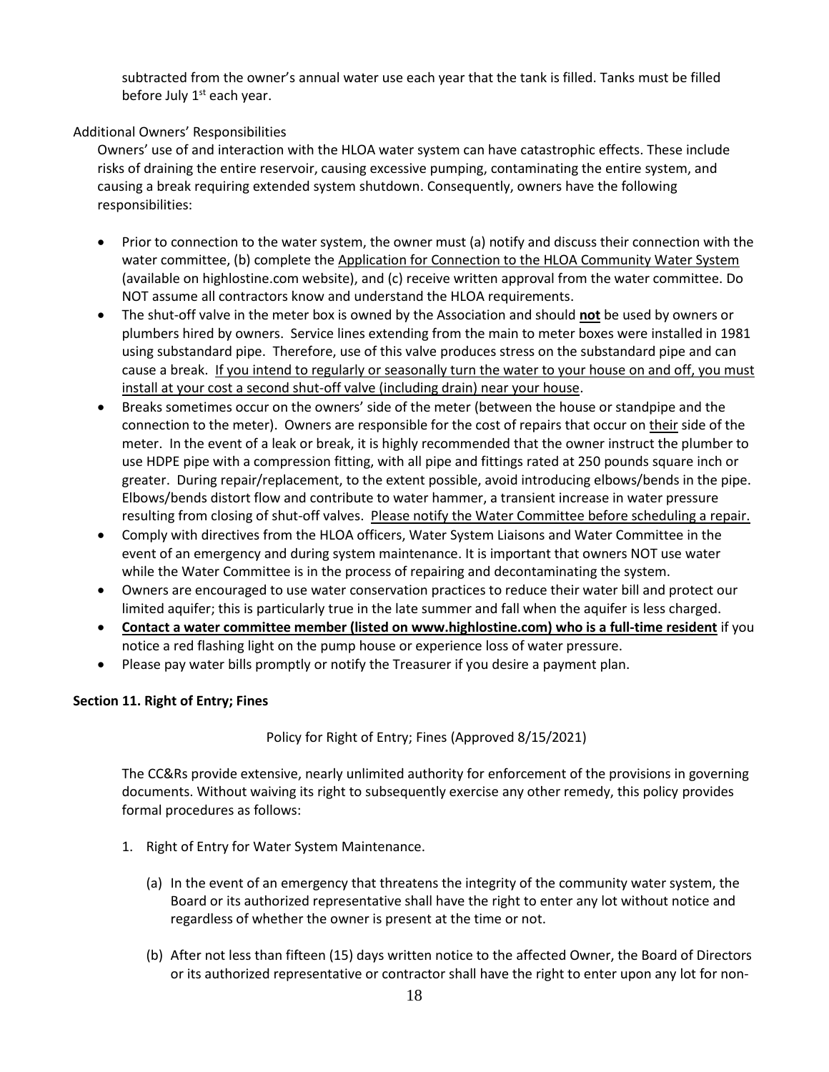subtracted from the owner's annual water use each year that the tank is filled. Tanks must be filled before July 1st each year.

Additional Owners' Responsibilities

Owners' use of and interaction with the HLOA water system can have catastrophic effects. These include risks of draining the entire reservoir, causing excessive pumping, contaminating the entire system, and causing a break requiring extended system shutdown. Consequently, owners have the following responsibilities:

- Prior to connection to the water system, the owner must (a) notify and discuss their connection with the water committee, (b) complete the Application for Connection to the HLOA Community Water System (available on highlostine.com website), and (c) receive written approval from the water committee. Do NOT assume all contractors know and understand the HLOA requirements.
- The shut-off valve in the meter box is owned by the Association and should **not** be used by owners or plumbers hired by owners. Service lines extending from the main to meter boxes were installed in 1981 using substandard pipe. Therefore, use of this valve produces stress on the substandard pipe and can cause a break. If you intend to regularly or seasonally turn the water to your house on and off, you must install at your cost a second shut-off valve (including drain) near your house.
- Breaks sometimes occur on the owners' side of the meter (between the house or standpipe and the connection to the meter). Owners are responsible for the cost of repairs that occur on their side of the meter. In the event of a leak or break, it is highly recommended that the owner instruct the plumber to use HDPE pipe with a compression fitting, with all pipe and fittings rated at 250 pounds square inch or greater. During repair/replacement, to the extent possible, avoid introducing elbows/bends in the pipe. Elbows/bends distort flow and contribute to water hammer, a transient increase in water pressure resulting from closing of shut-off valves. Please notify the Water Committee before scheduling a repair.
- Comply with directives from the HLOA officers, Water System Liaisons and Water Committee in the event of an emergency and during system maintenance. It is important that owners NOT use water while the Water Committee is in the process of repairing and decontaminating the system.
- Owners are encouraged to use water conservation practices to reduce their water bill and protect our limited aquifer; this is particularly true in the late summer and fall when the aquifer is less charged.
- **Contact a water committee member (listed on www.highlostine.com) who is a full-time resident** if you notice a red flashing light on the pump house or experience loss of water pressure.
- Please pay water bills promptly or notify the Treasurer if you desire a payment plan.

**Section 11. Right of Entry; Fines**

Policy for Right of Entry; Fines (Approved 8/15/2021)

The CC&Rs provide extensive, nearly unlimited authority for enforcement of the provisions in governing documents. Without waiving its right to subsequently exercise any other remedy, this policy provides formal procedures as follows:

1. Right of Entry for Water System Maintenance.

   (a) In the event of an emergency that threatens the integrity of the community water system, the Board or its authorized representative shall have the right to enter any lot without notice and regardless of whether the owner is present at the time or not.

   (b) After not less than fifteen (15) days written notice to the affected Owner, the Board of Directors or its authorized representative or contractor shall have the right to enter upon any lot for non-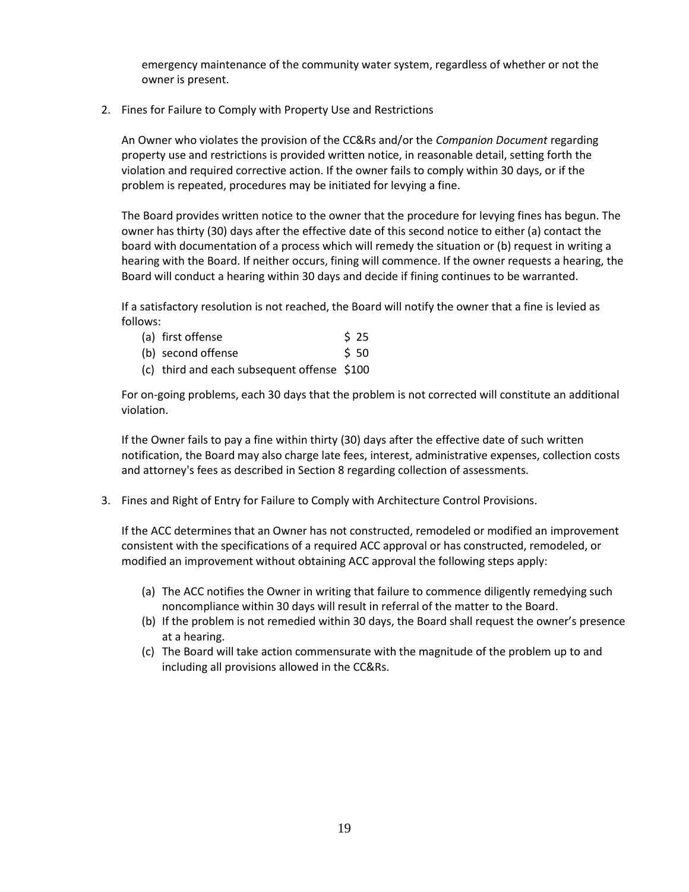emergency maintenance of the community water system, regardless of whether or not the owner is present.

2. Fines for Failure to Comply with Property Use and Restrictions

   An Owner who violates the provision of the CC&Rs and/or the *Companion Document* regarding property use and restrictions is provided written notice, in reasonable detail, setting forth the violation and required corrective action. If the owner fails to comply within 30 days, or if the problem is repeated, procedures may be initiated for levying a fine.

   The Board provides written notice to the owner that the procedure for levying fines has begun. The owner has thirty (30) days after the effective date of this second notice to either (a) contact the board with documentation of a process which will remedy the situation or (b) request in writing a hearing with the Board. If neither occurs, fining will commence. If the owner requests a hearing, the Board will conduct a hearing within 30 days and decide if fining continues to be warranted.

   If a satisfactory resolution is not reached, the Board will notify the owner that a fine is levied as follows:

   (a) first offense $ 25
   (b) second offense $ 50
   (c) third and each subsequent offense $100

   For on-going problems, each 30 days that the problem is not corrected will constitute an additional violation.

   If the Owner fails to pay a fine within thirty (30) days after the effective date of such written notification, the Board may also charge late fees, interest, administrative expenses, collection costs and attorney's fees as described in Section 8 regarding collection of assessments.

3. Fines and Right of Entry for Failure to Comply with Architecture Control Provisions.

   If the ACC determines that an Owner has not constructed, remodeled or modified an improvement consistent with the specifications of a required ACC approval or has constructed, remodeled, or modified an improvement without obtaining ACC approval the following steps apply:

   (a) The ACC notifies the Owner in writing that failure to commence diligently remedying such noncompliance within 30 days will result in referral of the matter to the Board.
   (b) If the problem is not remedied within 30 days, the Board shall request the owner's presence at a hearing.
   (c) The Board will take action commensurate with the magnitude of the problem up to and including all provisions allowed in the CC&Rs.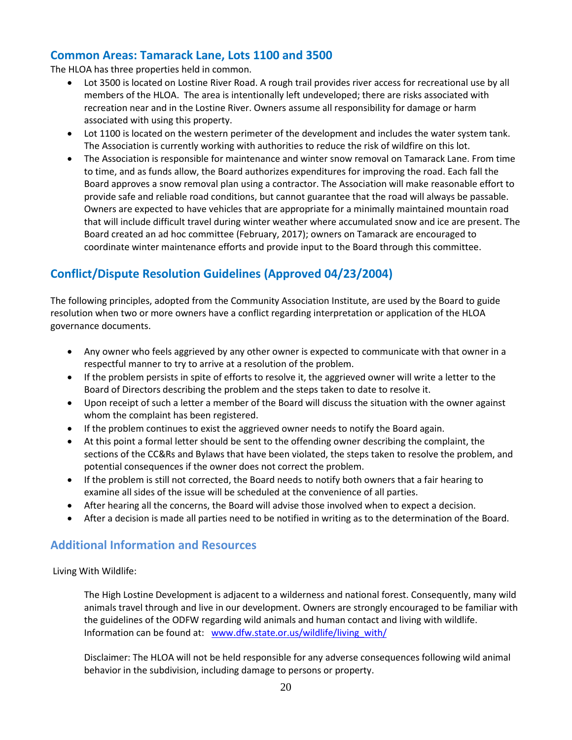## Common Areas: Tamarack Lane, Lots 1100 and 3500

The HLOA has three properties held in common.

- Lot 3500 is located on Lostine River Road. A rough trail provides river access for recreational use by all members of the HLOA. The area is intentionally left undeveloped; there are risks associated with recreation near and in the Lostine River. Owners assume all responsibility for damage or harm associated with using this property.
- Lot 1100 is located on the western perimeter of the development and includes the water system tank. The Association is currently working with authorities to reduce the risk of wildfire on this lot.
- The Association is responsible for maintenance and winter snow removal on Tamarack Lane. From time to time, and as funds allow, the Board authorizes expenditures for improving the road. Each fall the Board approves a snow removal plan using a contractor. The Association will make reasonable effort to provide safe and reliable road conditions, but cannot guarantee that the road will always be passable. Owners are expected to have vehicles that are appropriate for a minimally maintained mountain road that will include difficult travel during winter weather where accumulated snow and ice are present. The Board created an ad hoc committee (February, 2017); owners on Tamarack are encouraged to coordinate winter maintenance efforts and provide input to the Board through this committee.

## Conflict/Dispute Resolution Guidelines (Approved 04/23/2004)

The following principles, adopted from the Community Association Institute, are used by the Board to guide resolution when two or more owners have a conflict regarding interpretation or application of the HLOA governance documents.

- Any owner who feels aggrieved by any other owner is expected to communicate with that owner in a respectful manner to try to arrive at a resolution of the problem.
- If the problem persists in spite of efforts to resolve it, the aggrieved owner will write a letter to the Board of Directors describing the problem and the steps taken to date to resolve it.
- Upon receipt of such a letter a member of the Board will discuss the situation with the owner against whom the complaint has been registered.
- If the problem continues to exist the aggrieved owner needs to notify the Board again.
- At this point a formal letter should be sent to the offending owner describing the complaint, the sections of the CC&Rs and Bylaws that have been violated, the steps taken to resolve the problem, and potential consequences if the owner does not correct the problem.
- If the problem is still not corrected, the Board needs to notify both owners that a fair hearing to examine all sides of the issue will be scheduled at the convenience of all parties.
- After hearing all the concerns, the Board will advise those involved when to expect a decision.
- After a decision is made all parties need to be notified in writing as to the determination of the Board.

## Additional Information and Resources

Living With Wildlife:

The High Lostine Development is adjacent to a wilderness and national forest. Consequently, many wild animals travel through and live in our development. Owners are strongly encouraged to be familiar with the guidelines of the ODFW regarding wild animals and human contact and living with wildlife. Information can be found at: www.dfw.state.or.us/wildlife/living_with/

Disclaimer: The HLOA will not be held responsible for any adverse consequences following wild animal behavior in the subdivision, including damage to persons or property.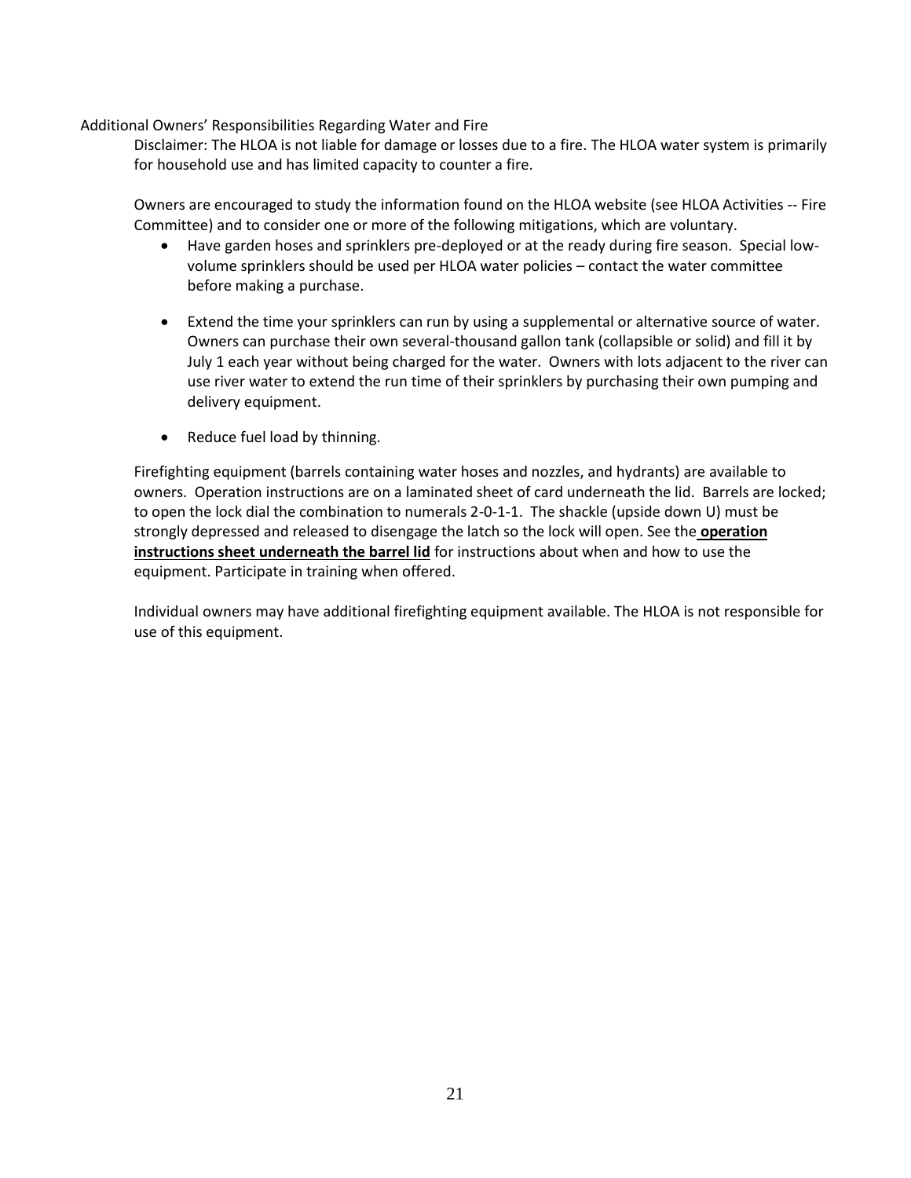## Additional Owners' Responsibilities Regarding Water and Fire

Disclaimer: The HLOA is not liable for damage or losses due to a fire. The HLOA water system is primarily for household use and has limited capacity to counter a fire.

Owners are encouraged to study the information found on the HLOA website (see HLOA Activities -- Fire Committee) and to consider one or more of the following mitigations, which are voluntary.

- Have garden hoses and sprinklers pre-deployed or at the ready during fire season. Special low-volume sprinklers should be used per HLOA water policies – contact the water committee before making a purchase.

- Extend the time your sprinklers can run by using a supplemental or alternative source of water. Owners can purchase their own several-thousand gallon tank (collapsible or solid) and fill it by July 1 each year without being charged for the water. Owners with lots adjacent to the river can use river water to extend the run time of their sprinklers by purchasing their own pumping and delivery equipment.

- Reduce fuel load by thinning.

Firefighting equipment (barrels containing water hoses and nozzles, and hydrants) are available to owners. Operation instructions are on a laminated sheet of card underneath the lid. Barrels are locked; to open the lock dial the combination to numerals 2-0-1-1. The shackle (upside down U) must be strongly depressed and released to disengage the latch so the lock will open. See the **operation instructions sheet underneath the barrel lid** for instructions about when and how to use the equipment. Participate in training when offered.

Individual owners may have additional firefighting equipment available. The HLOA is not responsible for use of this equipment.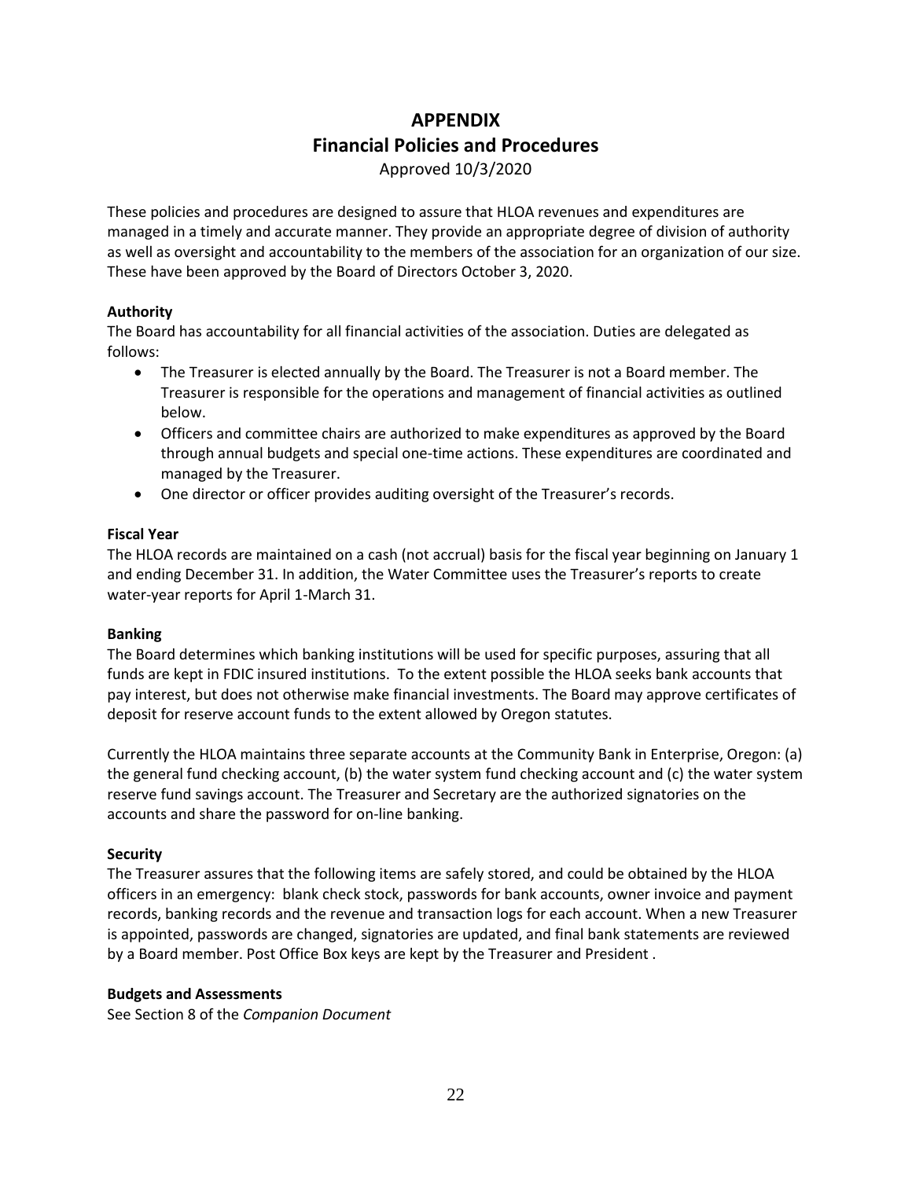# APPENDIX
## Financial Policies and Procedures

Approved 10/3/2020

These policies and procedures are designed to assure that HLOA revenues and expenditures are managed in a timely and accurate manner. They provide an appropriate degree of division of authority as well as oversight and accountability to the members of the association for an organization of our size. These have been approved by the Board of Directors October 3, 2020.

**Authority**

The Board has accountability for all financial activities of the association. Duties are delegated as follows:

- The Treasurer is elected annually by the Board. The Treasurer is not a Board member. The Treasurer is responsible for the operations and management of financial activities as outlined below.
- Officers and committee chairs are authorized to make expenditures as approved by the Board through annual budgets and special one-time actions. These expenditures are coordinated and managed by the Treasurer.
- One director or officer provides auditing oversight of the Treasurer's records.

**Fiscal Year**

The HLOA records are maintained on a cash (not accrual) basis for the fiscal year beginning on January 1 and ending December 31. In addition, the Water Committee uses the Treasurer's reports to create water-year reports for April 1-March 31.

**Banking**

The Board determines which banking institutions will be used for specific purposes, assuring that all funds are kept in FDIC insured institutions. To the extent possible the HLOA seeks bank accounts that pay interest, but does not otherwise make financial investments. The Board may approve certificates of deposit for reserve account funds to the extent allowed by Oregon statutes.

Currently the HLOA maintains three separate accounts at the Community Bank in Enterprise, Oregon: (a) the general fund checking account, (b) the water system fund checking account and (c) the water system reserve fund savings account. The Treasurer and Secretary are the authorized signatories on the accounts and share the password for on-line banking.

**Security**

The Treasurer assures that the following items are safely stored, and could be obtained by the HLOA officers in an emergency: blank check stock, passwords for bank accounts, owner invoice and payment records, banking records and the revenue and transaction logs for each account. When a new Treasurer is appointed, passwords are changed, signatories are updated, and final bank statements are reviewed by a Board member. Post Office Box keys are kept by the Treasurer and President .

**Budgets and Assessments**

See Section 8 of the *Companion Document*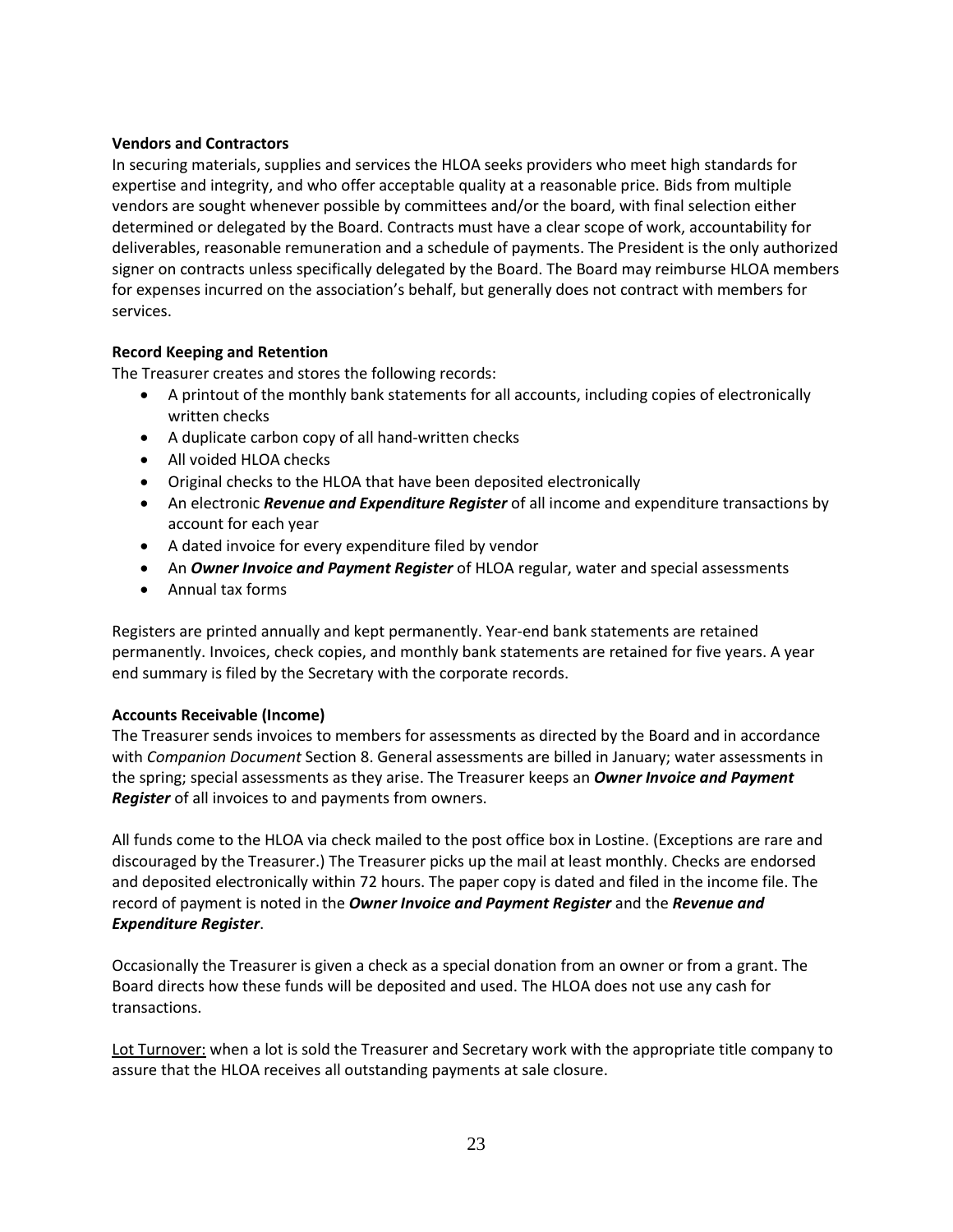**Vendors and Contractors**

In securing materials, supplies and services the HLOA seeks providers who meet high standards for expertise and integrity, and who offer acceptable quality at a reasonable price. Bids from multiple vendors are sought whenever possible by committees and/or the board, with final selection either determined or delegated by the Board. Contracts must have a clear scope of work, accountability for deliverables, reasonable remuneration and a schedule of payments. The President is the only authorized signer on contracts unless specifically delegated by the Board. The Board may reimburse HLOA members for expenses incurred on the association's behalf, but generally does not contract with members for services.

**Record Keeping and Retention**

The Treasurer creates and stores the following records:

- A printout of the monthly bank statements for all accounts, including copies of electronically written checks
- A duplicate carbon copy of all hand-written checks
- All voided HLOA checks
- Original checks to the HLOA that have been deposited electronically
- An electronic ***Revenue and Expenditure Register*** of all income and expenditure transactions by account for each year
- A dated invoice for every expenditure filed by vendor
- An ***Owner Invoice and Payment Register*** of HLOA regular, water and special assessments
- Annual tax forms

Registers are printed annually and kept permanently. Year-end bank statements are retained permanently. Invoices, check copies, and monthly bank statements are retained for five years. A year end summary is filed by the Secretary with the corporate records.

**Accounts Receivable (Income)**

The Treasurer sends invoices to members for assessments as directed by the Board and in accordance with *Companion Document* Section 8. General assessments are billed in January; water assessments in the spring; special assessments as they arise. The Treasurer keeps an ***Owner Invoice and Payment Register*** of all invoices to and payments from owners.

All funds come to the HLOA via check mailed to the post office box in Lostine. (Exceptions are rare and discouraged by the Treasurer.) The Treasurer picks up the mail at least monthly. Checks are endorsed and deposited electronically within 72 hours. The paper copy is dated and filed in the income file. The record of payment is noted in the ***Owner Invoice and Payment Register*** and the ***Revenue and Expenditure Register***.

Occasionally the Treasurer is given a check as a special donation from an owner or from a grant. The Board directs how these funds will be deposited and used. The HLOA does not use any cash for transactions.

<u>Lot Turnover:</u> when a lot is sold the Treasurer and Secretary work with the appropriate title company to assure that the HLOA receives all outstanding payments at sale closure.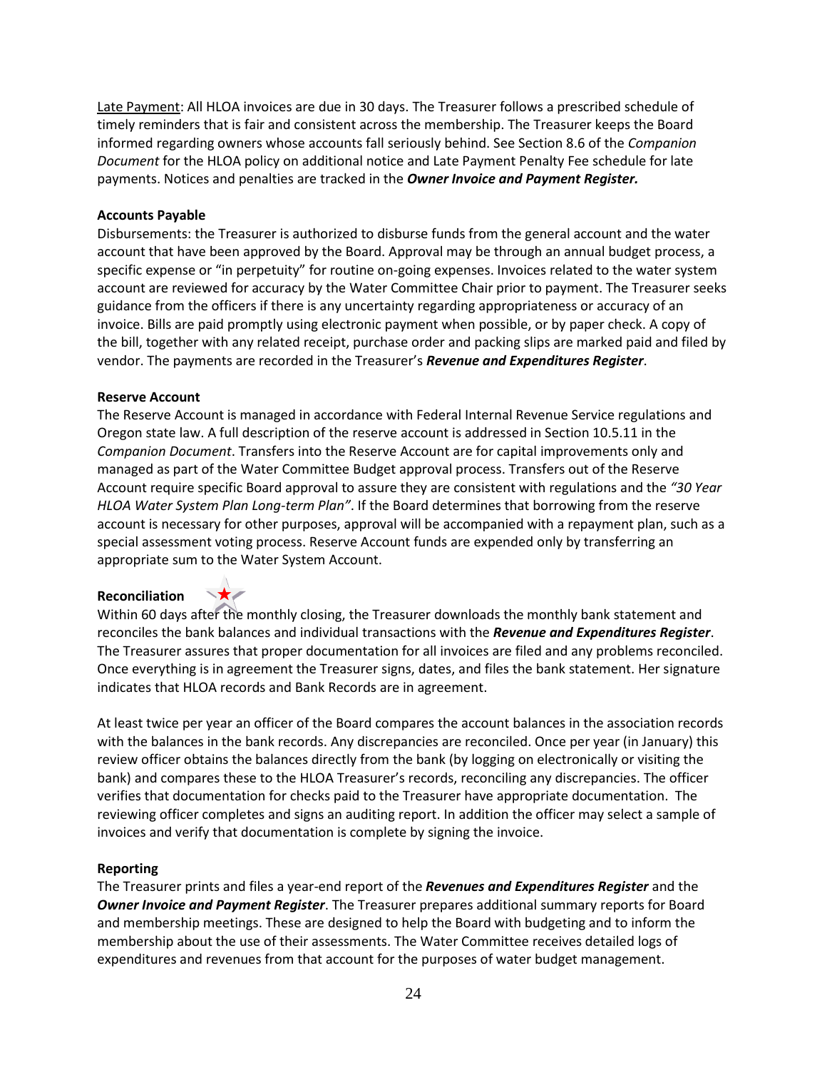Late Payment: All HLOA invoices are due in 30 days. The Treasurer follows a prescribed schedule of timely reminders that is fair and consistent across the membership. The Treasurer keeps the Board informed regarding owners whose accounts fall seriously behind. See Section 8.6 of the *Companion Document* for the HLOA policy on additional notice and Late Payment Penalty Fee schedule for late payments. Notices and penalties are tracked in the ***Owner Invoice and Payment Register.***

**Accounts Payable**

Disbursements: the Treasurer is authorized to disburse funds from the general account and the water account that have been approved by the Board. Approval may be through an annual budget process, a specific expense or "in perpetuity" for routine on-going expenses. Invoices related to the water system account are reviewed for accuracy by the Water Committee Chair prior to payment. The Treasurer seeks guidance from the officers if there is any uncertainty regarding appropriateness or accuracy of an invoice. Bills are paid promptly using electronic payment when possible, or by paper check. A copy of the bill, together with any related receipt, purchase order and packing slips are marked paid and filed by vendor. The payments are recorded in the Treasurer's ***Revenue and Expenditures Register***.

**Reserve Account**

The Reserve Account is managed in accordance with Federal Internal Revenue Service regulations and Oregon state law. A full description of the reserve account is addressed in Section 10.5.11 in the *Companion Document*. Transfers into the Reserve Account are for capital improvements only and managed as part of the Water Committee Budget approval process. Transfers out of the Reserve Account require specific Board approval to assure they are consistent with regulations and the *"30 Year HLOA Water System Plan Long-term Plan"*. If the Board determines that borrowing from the reserve account is necessary for other purposes, approval will be accompanied with a repayment plan, such as a special assessment voting process. Reserve Account funds are expended only by transferring an appropriate sum to the Water System Account.

**Reconciliation**

Within 60 days after the monthly closing, the Treasurer downloads the monthly bank statement and reconciles the bank balances and individual transactions with the ***Revenue and Expenditures Register***. The Treasurer assures that proper documentation for all invoices are filed and any problems reconciled. Once everything is in agreement the Treasurer signs, dates, and files the bank statement. Her signature indicates that HLOA records and Bank Records are in agreement.

At least twice per year an officer of the Board compares the account balances in the association records with the balances in the bank records. Any discrepancies are reconciled. Once per year (in January) this review officer obtains the balances directly from the bank (by logging on electronically or visiting the bank) and compares these to the HLOA Treasurer's records, reconciling any discrepancies. The officer verifies that documentation for checks paid to the Treasurer have appropriate documentation. The reviewing officer completes and signs an auditing report. In addition the officer may select a sample of invoices and verify that documentation is complete by signing the invoice.

**Reporting**

The Treasurer prints and files a year-end report of the ***Revenues and Expenditures Register*** and the ***Owner Invoice and Payment Register***. The Treasurer prepares additional summary reports for Board and membership meetings. These are designed to help the Board with budgeting and to inform the membership about the use of their assessments. The Water Committee receives detailed logs of expenditures and revenues from that account for the purposes of water budget management.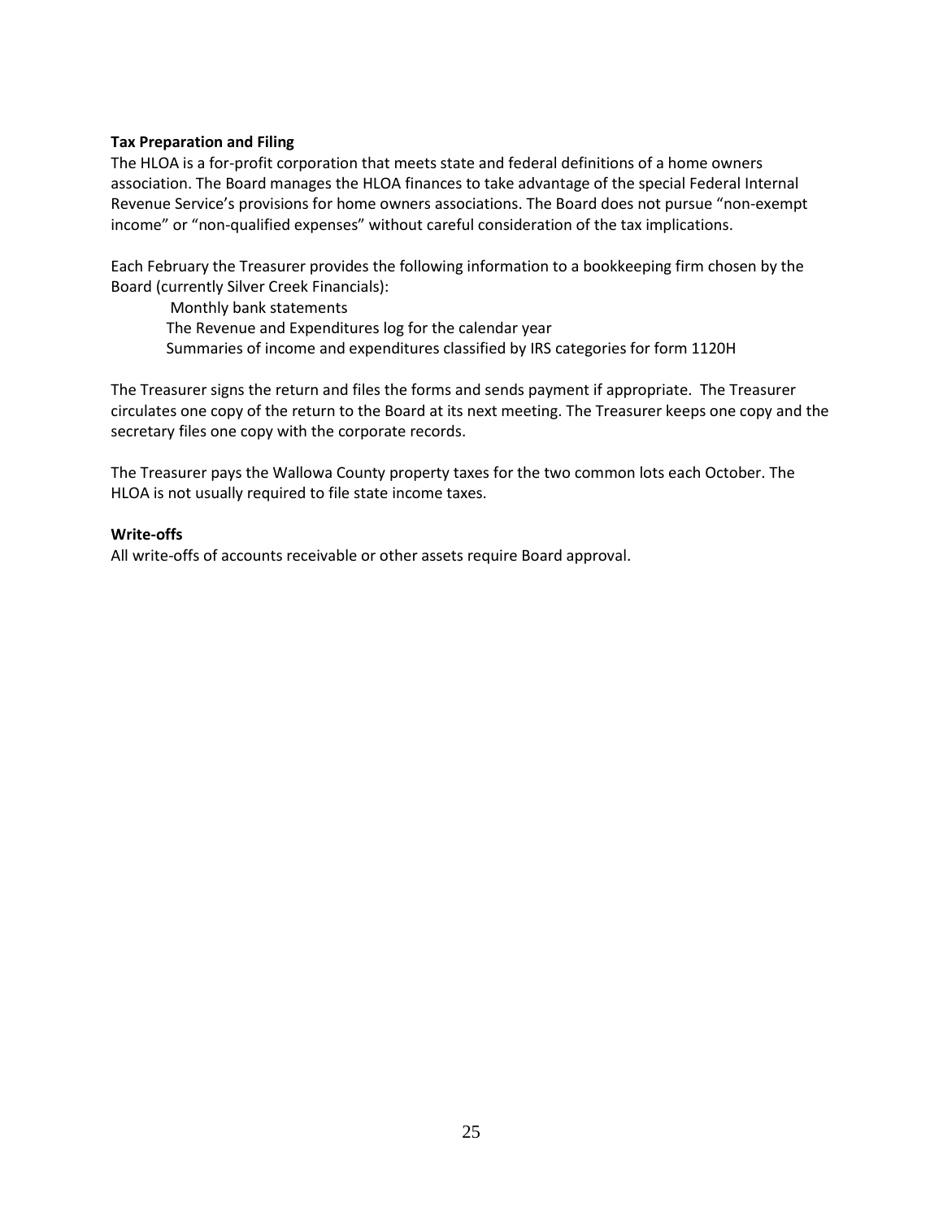**Tax Preparation and Filing**

The HLOA is a for-profit corporation that meets state and federal definitions of a home owners association. The Board manages the HLOA finances to take advantage of the special Federal Internal Revenue Service's provisions for home owners associations. The Board does not pursue "non-exempt income" or "non-qualified expenses" without careful consideration of the tax implications.

Each February the Treasurer provides the following information to a bookkeeping firm chosen by the Board (currently Silver Creek Financials):

- Monthly bank statements
- The Revenue and Expenditures log for the calendar year
- Summaries of income and expenditures classified by IRS categories for form 1120H

The Treasurer signs the return and files the forms and sends payment if appropriate. The Treasurer circulates one copy of the return to the Board at its next meeting. The Treasurer keeps one copy and the secretary files one copy with the corporate records.

The Treasurer pays the Wallowa County property taxes for the two common lots each October. The HLOA is not usually required to file state income taxes.

**Write-offs**

All write-offs of accounts receivable or other assets require Board approval.